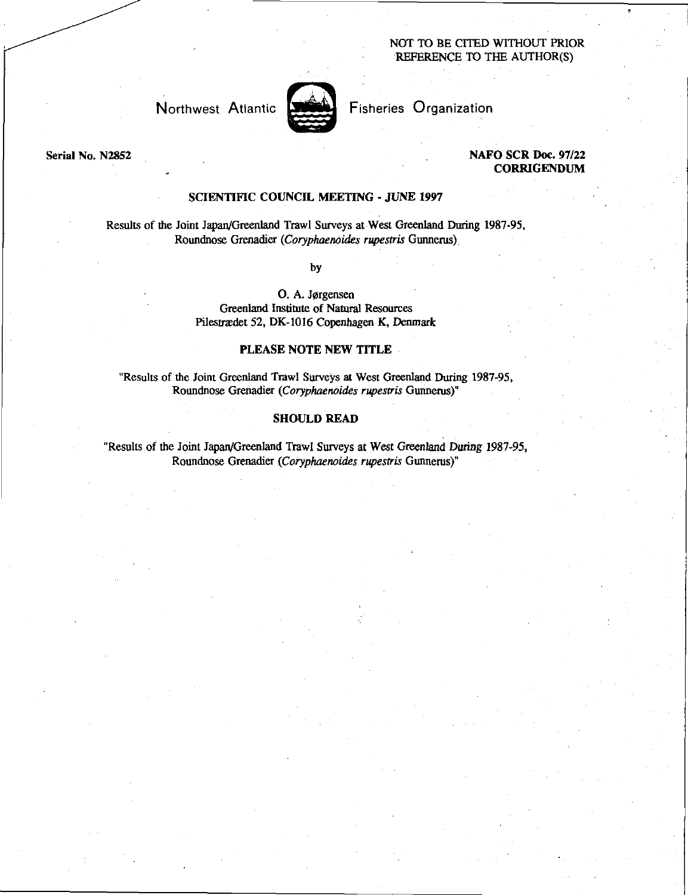NOT TO BE CITED WITHOUT PRIOR REFERENCE TO THE AUTHOR(S)

Northwest Atlantic Fisheries Organization

**Serial No. N2852**

**NAFO SCR Doc. 97/22**
**CORRIGENDUM**

## SCIENTIFIC COUNCIL MEETING - JUNE 1997

Results of the Joint Japan/Greenland Trawl Surveys at West Greenland During 1987-95, Roundnose Grenadier (*Coryphaenoides rupestris* Gunnerus)

by

O. A. Jørgensen
Greenland Institute of Natural Resources
Pilestræde 52, DK-1016 Copenhagen K, Denmark

### PLEASE NOTE NEW TITLE

"Results of the Joint Greenland Trawl Surveys at West Greenland During 1987-95, Roundnose Grenadier (*Coryphaenoides rupestris* Gunnerus)"

### SHOULD READ

"Results of the Joint Japan/Greenland Trawl Surveys at West Greenland During 1987-95, Roundnose Grenadier (*Coryphaenoides rupestris* Gunnerus)"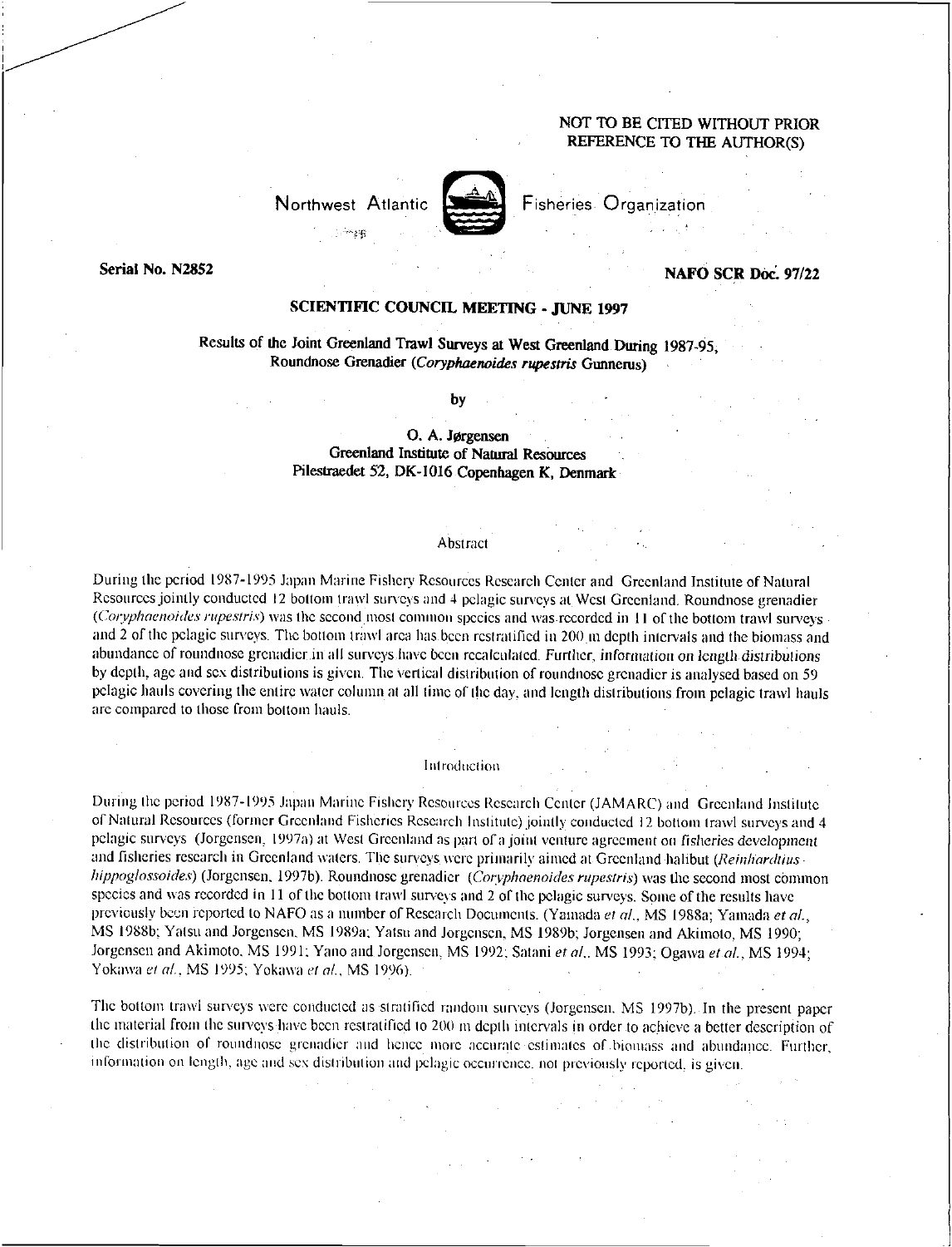NOT TO BE CITED WITHOUT PRIOR REFERENCE TO THE AUTHOR(S)

Northwest Atlantic Fisheries Organization

**Serial No. N2852** **NAFO SCR Doc. 97/22**

**SCIENTIFIC COUNCIL MEETING - JUNE 1997**

Results of the Joint Greenland Trawl Surveys at West Greenland During 1987-95, Roundnose Grenadier (*Coryphaenoides rupestris* Gunnerus)

by

O. A. Jørgensen
Greenland Institute of Natural Resources
Pilestraedet 52, DK-1016 Copenhagen K, Denmark

## Abstract

During the period 1987-1995 Japan Marine Fishery Resources Research Center and Greenland Institute of Natural Resources jointly conducted 12 bottom trawl surveys and 4 pelagic surveys at West Greenland. Roundnose grenadier (*Coryphaenoides rupestris*) was the second most common species and was recorded in 11 of the bottom trawl surveys and 2 of the pelagic surveys. The bottom trawl area has been restratified in 200 m depth intervals and the biomass and abundance of roundnose grenadier in all surveys have been recalculated. Further, information on length distributions by depth, age and sex distributions is given. The vertical distribution of roundnose grenadier is analysed based on 59 pelagic hauls covering the entire water column at all time of the day, and length distributions from pelagic trawl hauls are compared to those from bottom hauls.

## Introduction

During the period 1987-1995 Japan Marine Fishery Resources Research Center (JAMARC) and Greenland Institute of Natural Resources (former Greenland Fisheries Research Institute) jointly conducted 12 bottom trawl surveys and 4 pelagic surveys (Jorgensen, 1997a) at West Greenland as part of a joint venture agreement on fisheries development and fisheries research in Greenland waters. The surveys were primarily aimed at Greenland halibut (*Reinhardtius hippoglossoides*) (Jorgensen, 1997b). Roundnose grenadier (*Coryphaenoides rupestris*) was the second most common species and was recorded in 11 of the bottom trawl surveys and 2 of the pelagic surveys. Some of the results have previously been reported to NAFO as a number of Research Documents. (Yamada *et al.*, MS 1988a; Yamada *et al.*, MS 1988b; Yatsu and Jorgensen, MS 1989a; Yatsu and Jorgensen, MS 1989b; Jorgensen and Akimoto, MS 1990; Jorgensen and Akimoto, MS 1991; Yano and Jorgensen, MS 1992; Satani *et al.*, MS 1993; Ogawa *et al.*, MS 1994; Yokawa *et al.*, MS 1995; Yokawa *et al.*, MS 1996).

The bottom trawl surveys were conducted as stratified random surveys (Jorgensen, MS 1997b). In the present paper the material from the surveys have been restratified to 200 m depth intervals in order to achieve a better description of the distribution of roundnose grenadier and hence more accurate estimates of biomass and abundance. Further, information on length, age and sex distribution and pelagic occurrence, not previously reported, is given.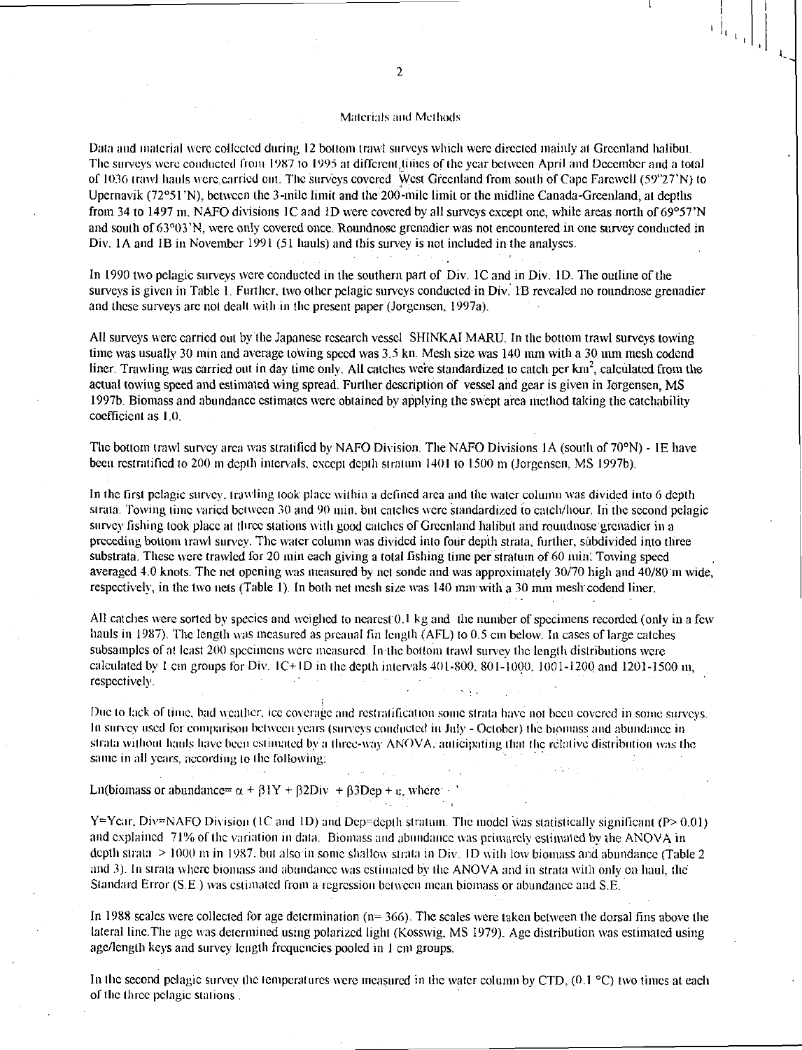## Materials and Methods

Data and material were collected during 12 bottom trawl surveys which were directed mainly at Greenland halibut. The surveys were conducted from 1987 to 1995 at different times of the year between April and December and a total of 1036 trawl hauls were carried out. The surveys covered West Greenland from south of Cape Farewell (59°27'N) to Upernavik (72°51'N), between the 3-mile limit and the 200-mile limit or the midline Canada-Greenland, at depths from 34 to 1497 m. NAFO divisions 1C and 1D were covered by all surveys except one, while areas north of 69°57'N and south of 63°03'N, were only covered once. Roundnose grenadier was not encountered in one survey conducted in Div. 1A and 1B in November 1991 (51 hauls) and this survey is not included in the analyses.

In 1990 two pelagic surveys were conducted in the southern part of Div. 1C and in Div. 1D. The outline of the surveys is given in Table 1. Further, two other pelagic surveys conducted in Div. 1B revealed no roundnose grenadier and these surveys are not dealt with in the present paper (Jorgensen, 1997a).

All surveys were carried out by the Japanese research vessel SHINKAI MARU. In the bottom trawl surveys towing time was usually 30 min and average towing speed was 3.5 kn. Mesh size was 140 mm with a 30 mm mesh codend liner. Trawling was carried out in day time only. All catches were standardized to catch per km$^2$, calculated from the actual towing speed and estimated wing spread. Further description of vessel and gear is given in Jorgensen, MS 1997b. Biomass and abundance estimates were obtained by applying the swept area method taking the catchability coefficient as 1.0.

The bottom trawl survey area was stratified by NAFO Division. The NAFO Divisions 1A (south of 70°N) - 1E have been restratified to 200 m depth intervals, except depth stratum 1401 to 1500 m (Jorgensen, MS 1997b).

In the first pelagic survey, trawling took place within a defined area and the water column was divided into 6 depth strata. Towing time varied between 30 and 90 min, but catches were standardized to catch/hour. In the second pelagic survey fishing took place at three stations with good catches of Greenland halibut and roundnose grenadier in a preceding bottom trawl survey. The water column was divided into four depth strata, further, subdivided into three substrata. These were trawled for 20 min each giving a total fishing time per stratum of 60 min. Towing speed averaged 4.0 knots. The net opening was measured by net sonde and was approximately 30/70 high and 40/80 m wide, respectively, in the two nets (Table 1). In both net mesh size was 140 mm with a 30 mm mesh codend liner.

All catches were sorted by species and weighed to nearest 0.1 kg and the number of specimens recorded (only in a few hauls in 1987). The length was measured as preanal fin length (AFL) to 0.5 cm below. In cases of large catches subsamples of at least 200 specimens were measured. In the bottom trawl survey the length distributions were calculated by 1 cm groups for Div. 1C+1D in the depth intervals 401-800, 801-1000, 1001-1200 and 1201-1500 m, respectively.

Due to lack of time, bad weather, ice coverage and restratification some strata have not been covered in some surveys. In survey used for comparison between years (surveys conducted in July - October) the biomass and abundance in strata without hauls have been estimated by a three-way ANOVA, anticipating that the relative distribution was the same in all years, according to the following:

$$\text{Ln(biomass or abundance)} = \alpha + \beta 1Y + \beta 2Div + \beta 3Dep + \varepsilon, \text{ where}$$

Y=Year, Div=NAFO Division (1C and 1D) and Dep=depth stratum. The model was statistically significant ($P > 0.01$) and explained 71% of the variation in data. Biomass and abundance was primarely estimated by the ANOVA in depth strata > 1000 m in 1987, but also in some shallow strata in Div. 1D with low biomass and abundance (Table 2 and 3). In strata where biomass and abundance was estimated by the ANOVA and in strata with only on haul, the Standard Error (S.E.) was estimated from a regression between mean biomass or abundance and S.E.

In 1988 scales were collected for age determination (n= 366). The scales were taken between the dorsal fins above the lateral line. The age was determined using polarized light (Kosswig, MS 1979). Age distribution was estimated using age/length keys and survey length frequencies pooled in 1 cm groups.

In the second pelagic survey the temperatures were measured in the water column by CTD, (0.1 °C) two times at each of the three pelagic stations.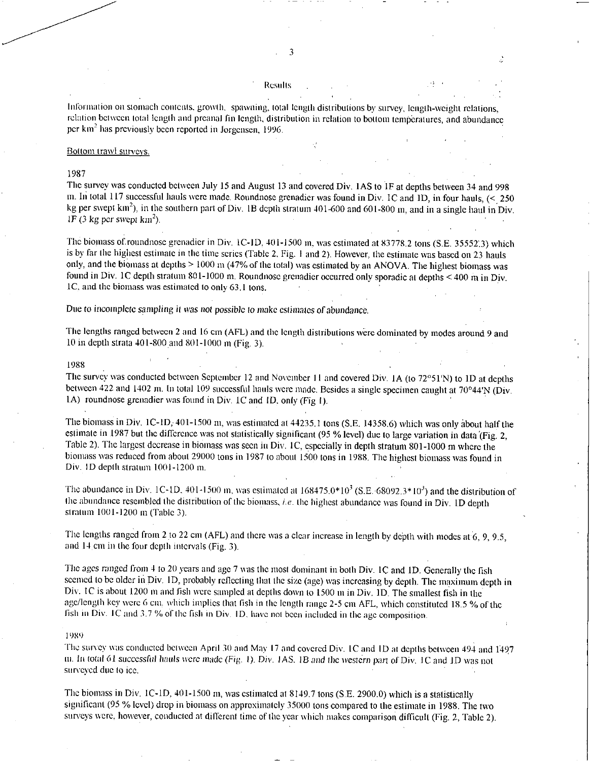## Results

Information on stomach contents, growth, spawning, total length distributions by survey, length-weight relations, relation between total length and preanal fin length, distribution in relation to bottom temperatures, and abundance per km$^2$ has previously been reported in Jorgensen, 1996.

### Bottom trawl surveys.

#### 1987

The survey was conducted between July 15 and August 13 and covered Div. 1AS to 1F at depths between 34 and 998 m. In total 117 successful hauls were made. Roundnose grenadier was found in Div. 1C and 1D, in four hauls, (< 250 kg per swept km$^2$), in the southern part of Div. 1B depth stratum 401-600 and 601-800 m, and in a single haul in Div. 1F (3 kg per swept km$^2$).

The biomass of roundnose grenadier in Div. 1C-1D, 401-1500 m, was estimated at 83778.2 tons (S.E. 35552.3) which is by far the highest estimate in the time series (Table 2, Fig. 1 and 2). However, the estimate was based on 23 hauls only, and the biomass at depths > 1000 m (47% of the total) was estimated by an ANOVA. The highest biomass was found in Div. 1C depth stratum 801-1000 m. Roundnose grenadier occurred only sporadic at depths < 400 m in Div. 1C, and the biomass was estimated to only 63.1 tons.

Due to incomplete sampling it was not possible to make estimates of abundance.

The lengths ranged between 2 and 16 cm (AFL) and the length distributions were dominated by modes around 9 and 10 in depth strata 401-800 and 801-1000 m (Fig. 3).

#### 1988

The survey was conducted between September 12 and November 11 and covered Div. 1A (to 72°51'N) to 1D at depths between 422 and 1402 m. In total 109 successful hauls were made. Besides a single specimen caught at 70°44'N (Div. 1A) roundnose grenadier was found in Div. 1C and 1D, only (Fig 1).

The biomass in Div. 1C-1D, 401-1500 m, was estimated at 44235.1 tons (S.E. 14358.6) which was only about half the estimate in 1987 but the difference was not statistically significant (95 % level) due to large variation in data (Fig. 2, Table 2). The largest decrease in biomass was seen in Div. 1C, especially in depth stratum 801-1000 m where the biomass was reduced from about 29000 tons in 1987 to about 1500 tons in 1988. The highest biomass was found in Div. 1D depth stratum 1001-1200 m.

The abundance in Div. 1C-1D, 401-1500 m, was estimated at $168475.0*10^3$ (S.E. $68092.3*10^3$) and the distribution of the abundance resembled the distribution of the biomass, *i.e.* the highest abundance was found in Div. 1D depth stratum 1001-1200 m (Table 3).

The lengths ranged from 2 to 22 cm (AFL) and there was a clear increase in length by depth with modes at 6, 9, 9.5, and 14 cm in the four depth intervals (Fig. 3).

The ages ranged from 4 to 20 years and age 7 was the most dominant in both Div. 1C and 1D. Generally the fish seemed to be older in Div. 1D, probably reflecting that the size (age) was increasing by depth. The maximum depth in Div. 1C is about 1200 m and fish were sampled at depths down to 1500 m in Div. 1D. The smallest fish in the age/length key were 6 cm, which implies that fish in the length range 2-5 cm AFL, which constituted 18.5 % of the fish in Div. 1C and 3.7 % of the fish in Div. 1D, have not been included in the age composition.

#### 1989

The survey was conducted between April 30 and May 17 and covered Div. 1C and 1D at depths between 494 and 1497 m. In total 61 successful hauls were made (Fig. 1). Div. 1AS, 1B and the western part of Div. 1C and 1D was not surveyed due to ice.

The biomass in Div. 1C-1D, 401-1500 m, was estimated at 8149.7 tons (S.E. 2900.0) which is a statistically significant (95 % level) drop in biomass on approximately 35000 tons compared to the estimate in 1988. The two surveys were, however, conducted at different time of the year which makes comparison difficult (Fig. 2, Table 2).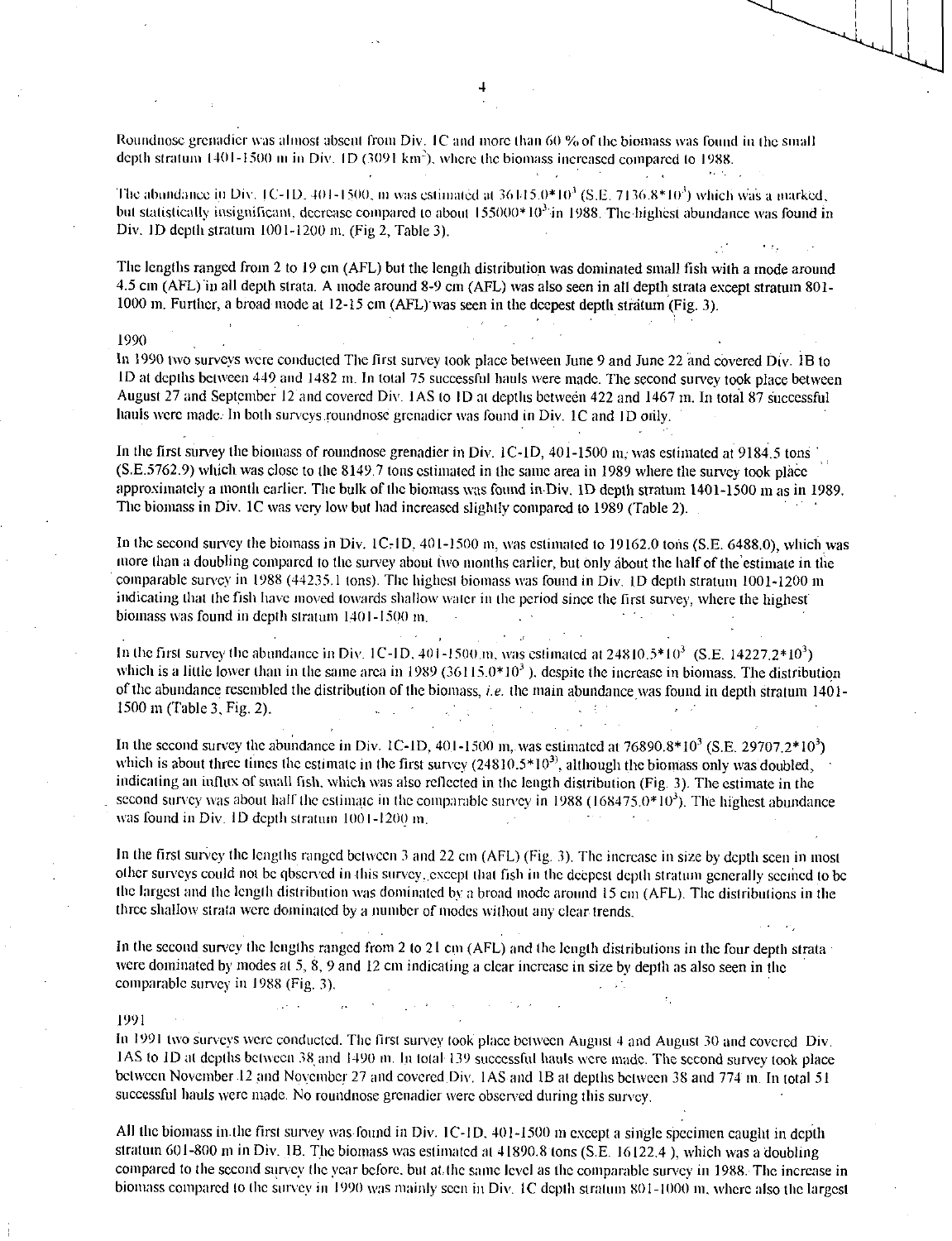Roundnose grenadier was almost absent from Div. 1C and more than 60 % of the biomass was found in the small depth stratum 1401-1500 m in Div. 1D (3091 km$^2$), where the biomass increased compared to 1988.

The abundance in Div. 1C-1D, 401-1500, m was estimated at 36115.0*10$^3$ (S.E. 7136.8*10$^3$) which was a marked, but statistically insignificant, decrease compared to about 155000*10$^3$ in 1988. The highest abundance was found in Div. 1D depth stratum 1001-1200 m. (Fig 2, Table 3).

The lengths ranged from 2 to 19 cm (AFL) but the length distribution was dominated small fish with a mode around 4.5 cm (AFL) in all depth strata. A mode around 8-9 cm (AFL) was also seen in all depth strata except stratum 801-1000 m. Further, a broad mode at 12-15 cm (AFL) was seen in the deepest depth stratum (Fig. 3).

## 1990

In 1990 two surveys were conducted The first survey took place between June 9 and June 22 and covered Div. 1B to 1D at depths between 449 and 1482 m. In total 75 successful hauls were made. The second survey took place between August 27 and September 12 and covered Div. 1AS to 1D at depths between 422 and 1467 m. In total 87 successful hauls were made. In both surveys roundnose grenadier was found in Div. 1C and 1D only.

In the first survey the biomass of roundnose grenadier in Div. 1C-1D, 401-1500 m, was estimated at 9184.5 tons (S.E.5762.9) which was close to the 8149.7 tons estimated in the same area in 1989 where the survey took place approximately a month earlier. The bulk of the biomass was found in Div. 1D depth stratum 1401-1500 m as in 1989. The biomass in Div. 1C was very low but had increased slightly compared to 1989 (Table 2).

In the second survey the biomass in Div. 1C-1D, 401-1500 m, was estimated to 19162.0 tons (S.E. 6488.0), which was more than a doubling compared to the survey about two months earlier, but only about the half of the estimate in the comparable survey in 1988 (44235.1 tons). The highest biomass was found in Div. 1D depth stratum 1001-1200 m indicating that the fish have moved towards shallow water in the period since the first survey, where the highest biomass was found in depth stratum 1401-1500 m.

In the first survey the abundance in Div. 1C-1D, 401-1500 m, was estimated at 24810.5*10$^3$ (S.E. 14227.2*10$^3$) which is a little lower than in the same area in 1989 (36115.0*10$^3$ ), despite the increase in biomass. The distribution of the abundance resembled the distribution of the biomass, *i.e.* the main abundance was found in depth stratum 1401-1500 m (Table 3, Fig. 2).

In the second survey the abundance in Div. 1C-1D, 401-1500 m, was estimated at 76890.8*10$^3$ (S.E. 29707.2*10$^3$) which is about three times the estimate in the first survey (24810.5*10$^3$), although the biomass only was doubled, indicating an influx of small fish, which was also reflected in the length distribution (Fig. 3). The estimate in the second survey was about half the estimate in the comparable survey in 1988 (168475.0*10$^3$). The highest abundance was found in Div. 1D depth stratum 1001-1200 m.

In the first survey the lengths ranged between 3 and 22 cm (AFL) (Fig. 3). The increase in size by depth seen in most other surveys could not be observed in this survey, except that fish in the deepest depth stratum generally seemed to be the largest and the length distribution was dominated by a broad mode around 15 cm (AFL). The distributions in the three shallow strata were dominated by a number of modes without any clear trends.

In the second survey the lengths ranged from 2 to 21 cm (AFL) and the length distributions in the four depth strata were dominated by modes at 5, 8, 9 and 12 cm indicating a clear increase in size by depth as also seen in the comparable survey in 1988 (Fig. 3).

## 1991

In 1991 two surveys were conducted. The first survey took place between August 4 and August 30 and covered Div. 1AS to 1D at depths between 38 and 1490 m. In total 139 successful hauls were made. The second survey took place between November 12 and November 27 and covered Div. 1AS and 1B at depths between 38 and 774 m. In total 51 successful hauls were made. No roundnose grenadier were observed during this survey.

All the biomass in the first survey was found in Div. 1C-1D, 401-1500 m except a single specimen caught in depth stratum 601-800 m in Div. 1B. The biomass was estimated at 41890.8 tons (S.E. 16122.4 ), which was a doubling compared to the second survey the year before, but at the same level as the comparable survey in 1988. The increase in biomass compared to the survey in 1990 was mainly seen in Div. 1C depth stratum 801-1000 m, where also the largest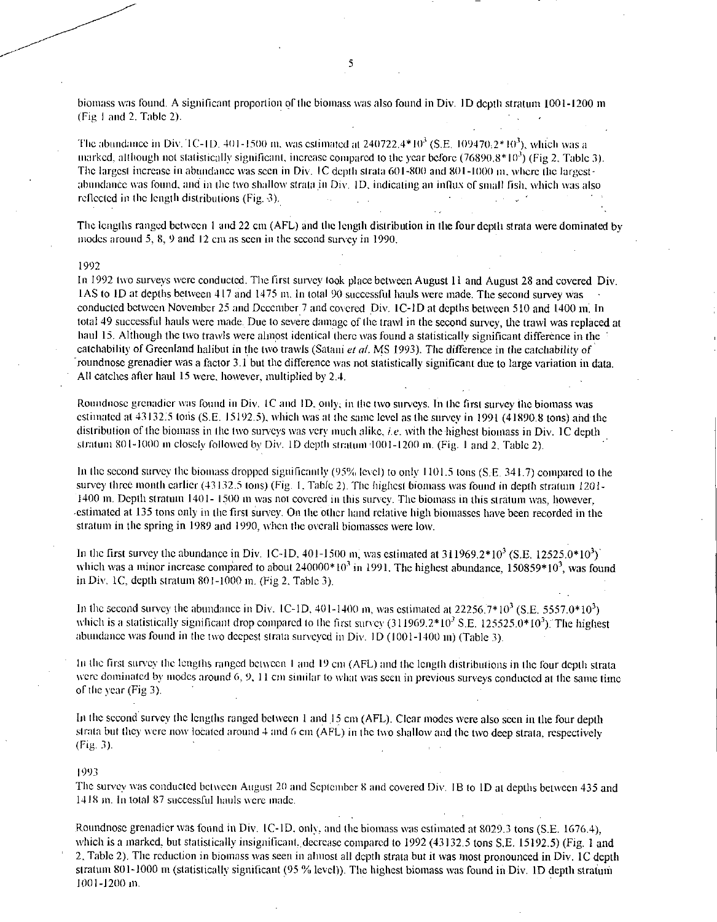biomass was found. A significant proportion of the biomass was also found in Div. 1D depth stratum 1001-1200 m (Fig 1 and 2, Table 2).

The abundance in Div. 1C-1D, 401-1500 m, was estimated at $240722.4*10^3$ (S.E. $109470.2*10^3$), which was a marked, although not statistically significant, increase compared to the year before ($76890.8*10^3$) (Fig 2, Table 3). The largest increase in abundance was seen in Div. 1C depth strata 601-800 and 801-1000 m, where the largest abundance was found, and in the two shallow strata in Div. 1D, indicating an influx of small fish, which was also reflected in the length distributions (Fig. 3).

The lengths ranged between 1 and 22 cm (AFL) and the length distribution in the four depth strata were dominated by modes around 5, 8, 9 and 12 cm as seen in the second survey in 1990.

1992

In 1992 two surveys were conducted. The first survey took place between August 11 and August 28 and covered Div. 1AS to 1D at depths between 417 and 1475 m. In total 90 successful hauls were made. The second survey was conducted between November 25 and December 7 and covered Div. 1C-1D at depths between 510 and 1400 m. In total 49 successful hauls were made. Due to severe damage of the trawl in the second survey, the trawl was replaced at haul 15. Although the two trawls were almost identical there was found a statistically significant difference in the catchability of Greenland halibut in the two trawls (Satani *et al*. MS 1993). The difference in the catchability of roundnose grenadier was a factor 3.1 but the difference was not statistically significant due to large variation in data. All catches after haul 15 were, however, multiplied by 2.4.

Roundnose grenadier was found in Div. 1C and 1D, only, in the two surveys. In the first survey the biomass was estimated at 43132.5 tons (S.E. 15192.5), which was at the same level as the survey in 1991 (41890.8 tons) and the distribution of the biomass in the two surveys was very much alike, *i.e.* with the highest biomass in Div. 1C depth stratum 801-1000 m closely followed by Div. 1D depth stratum 1001-1200 m. (Fig. 1 and 2, Table 2).

In the second survey the biomass dropped significantly (95% level) to only 1101.5 tons (S.E. 341.7) compared to the survey three month earlier (43132.5 tons) (Fig. 1, Table 2). The highest biomass was found in depth stratum 1201-1400 m. Depth stratum 1401- 1500 m was not covered in this survey. The biomass in this stratum was, however, estimated at 135 tons only in the first survey. On the other hand relative high biomasses have been recorded in the stratum in the spring in 1989 and 1990, when the overall biomasses were low.

In the first survey the abundance in Div. 1C-1D, 401-1500 m, was estimated at $311969.2*10^3$ (S.E. $12525.0*10^3$) which was a minor increase compared to about $240000*10^3$ in 1991. The highest abundance, $150859*10^3$, was found in Div. 1C, depth stratum 801-1000 m. (Fig 2, Table 3).

In the second survey the abundance in Div. 1C-1D, 401-1400 m, was estimated at $22256.7*10^3$ (S.E. $5557.0*10^3$) which is a statistically significant drop compared to the first survey ($311969.2*10^3$ S.E. $125525.0*10^3$). The highest abundance was found in the two deepest strata surveyed in Div. 1D (1001-1400 m) (Table 3).

In the first survey the lengths ranged between 1 and 19 cm (AFL) and the length distributions in the four depth strata were dominated by modes around 6, 9, 11 cm similar to what was seen in previous surveys conducted at the same time of the year (Fig 3).

In the second survey the lengths ranged between 1 and 15 cm (AFL). Clear modes were also seen in the four depth strata but they were now located around 4 and 6 cm (AFL) in the two shallow and the two deep strata, respectively (Fig. 3).

1993

The survey was conducted between August 20 and September 8 and covered Div. 1B to 1D at depths between 435 and 1418 m. In total 87 successful hauls were made.

Roundnose grenadier was found in Div. 1C-1D, only, and the biomass was estimated at 8029.3 tons (S.E. 1676.4), which is a marked, but statistically insignificant, decrease compared to 1992 (43132.5 tons S.E. 15192.5) (Fig. 1 and 2, Table 2). The reduction in biomass was seen in almost all depth strata but it was most pronounced in Div. 1C depth stratum 801-1000 m (statistically significant (95 % level)). The highest biomass was found in Div. 1D depth stratum 1001-1200 m.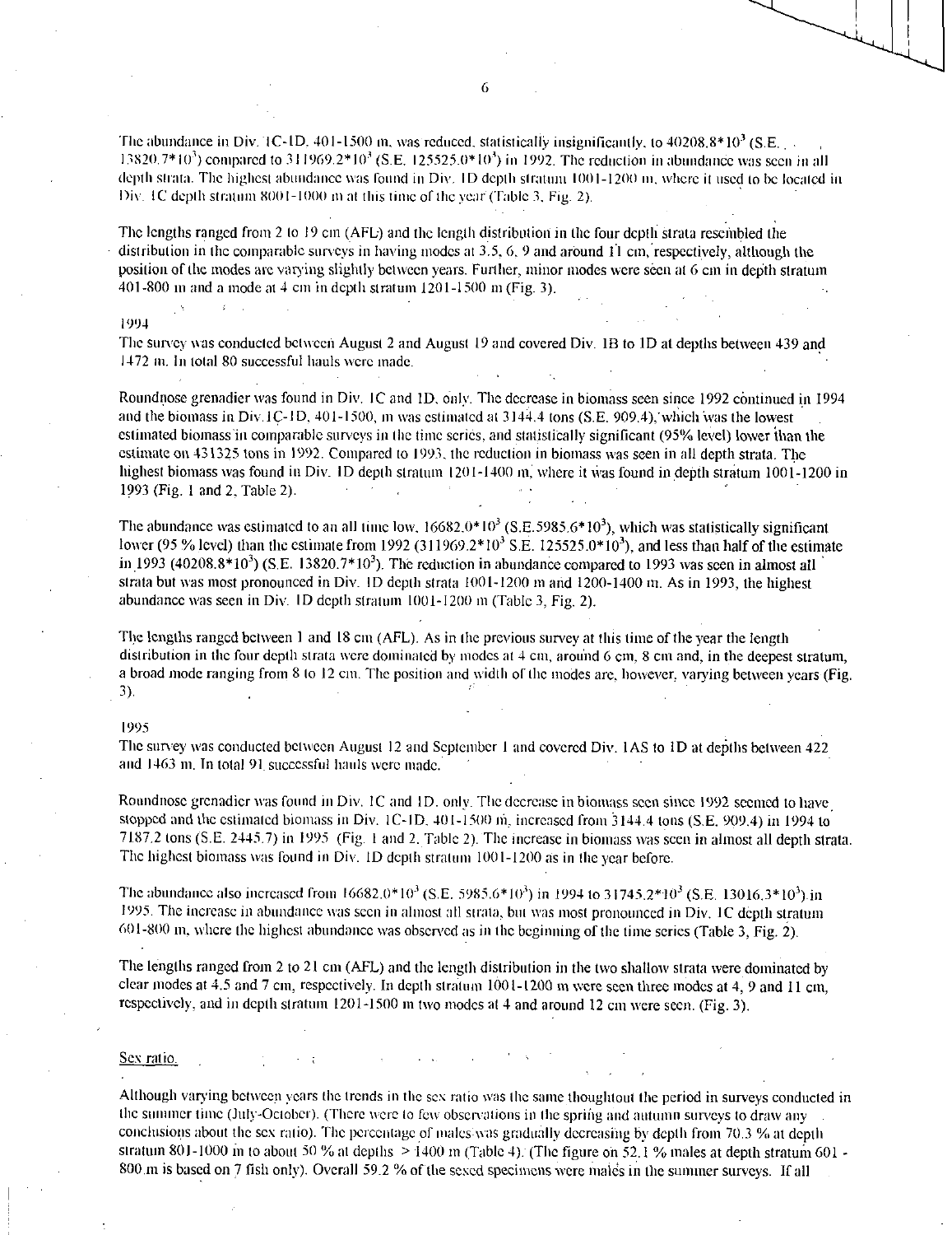The abundance in Div. 1C-1D, 401-1500 m, was reduced, statistically insignificantly, to $40208.8*10^3$ (S.E. $13820.7*10^3$) compared to $311969.2*10^3$ (S.E. $125525.0*10^3$) in 1992. The reduction in abundance was seen in all depth strata. The highest abundance was found in Div. 1D depth stratum 1001-1200 m, where it used to be located in Div. 1C depth stratum 8001-1000 m at this time of the year (Table 3, Fig. 2).

The lengths ranged from 2 to 19 cm (AFL) and the length distribution in the four depth strata resembled the distribution in the comparable surveys in having modes at 3.5, 6, 9 and around 11 cm, respectively, although the position of the modes are varying slightly between years. Further, minor modes were seen at 6 cm in depth stratum 401-800 m and a mode at 4 cm in depth stratum 1201-1500 m (Fig. 3).

1994

The survey was conducted between August 2 and August 19 and covered Div. 1B to 1D at depths between 439 and 1472 m. In total 80 successful hauls were made.

Roundnose grenadier was found in Div. 1C and 1D, only. The decrease in biomass seen since 1992 continued in 1994 and the biomass in Div.1C-1D, 401-1500, m was estimated at 3144.4 tons (S.E. 909.4), which was the lowest estimated biomass in comparable surveys in the time series, and statistically significant (95% level) lower than the estimate on 431325 tons in 1992. Compared to 1993, the reduction in biomass was seen in all depth strata. The highest biomass was found in Div. 1D depth stratum 1201-1400 m, where it was found in depth stratum 1001-1200 in 1993 (Fig. 1 and 2, Table 2).

The abundance was estimated to an all time low, $16682.0*10^3$ (S.E.$5985.6*10^3$), which was statistically significant lower (95 % level) than the estimate from 1992 ($311969.2*10^3$ S.E. $125525.0*10^3$), and less than half of the estimate in 1993 ($40208.8*10^3$) (S.E. $13820.7*10^3$). The reduction in abundance compared to 1993 was seen in almost all strata but was most pronounced in Div. 1D depth strata 1001-1200 m and 1200-1400 m. As in 1993, the highest abundance was seen in Div. 1D depth stratum 1001-1200 m (Table 3, Fig. 2).

The lengths ranged between 1 and 18 cm (AFL). As in the previous survey at this time of the year the length distribution in the four depth strata were dominated by modes at 4 cm, around 6 cm, 8 cm and, in the deepest stratum, a broad mode ranging from 8 to 12 cm. The position and width of the modes are, however, varying between years (Fig. 3).

1995

The survey was conducted between August 12 and September 1 and covered Div. 1AS to 1D at depths between 422 and 1463 m. In total 91 successful hauls were made.

Roundnose grenadier was found in Div. 1C and 1D, only. The decrease in biomass seen since 1992 seemed to have stopped and the estimated biomass in Div. 1C-1D, 401-1500 m, increased from 3144.4 tons (S.E. 909.4) in 1994 to 7187.2 tons (S.E. 2445.7) in 1995 (Fig. 1 and 2, Table 2). The increase in biomass was seen in almost all depth strata. The highest biomass was found in Div. 1D depth stratum 1001-1200 as in the year before.

The abundance also increased from $16682.0*10^3$ (S.E. $5985.6*10^3$) in 1994 to $31745.2*10^3$ (S.E. $13016.3*10^3$) in 1995. The increase in abundance was seen in almost all strata, but was most pronounced in Div. 1C depth stratum 601-800 m, where the highest abundance was observed as in the beginning of the time series (Table 3, Fig. 2).

The lengths ranged from 2 to 21 cm (AFL) and the length distribution in the two shallow strata were dominated by clear modes at 4.5 and 7 cm, respectively. In depth stratum 1001-1200 m were seen three modes at 4, 9 and 11 cm, respectively, and in depth stratum 1201-1500 m two modes at 4 and around 12 cm were seen. (Fig. 3).

Sex ratio.

Although varying between years the trends in the sex ratio was the same thoughtout the period in surveys conducted in the summer time (July-October). (There were to few observations in the spring and autumn surveys to draw any conclusions about the sex ratio). The percentage of males was gradually decreasing by depth from 70.3 % at depth stratum 801-1000 m to about 50 % at depths > 1400 m (Table 4). (The figure on 52.1 % males at depth stratum 601 - 800 m is based on 7 fish only). Overall 59.2 % of the sexed specimens were males in the summer surveys. If all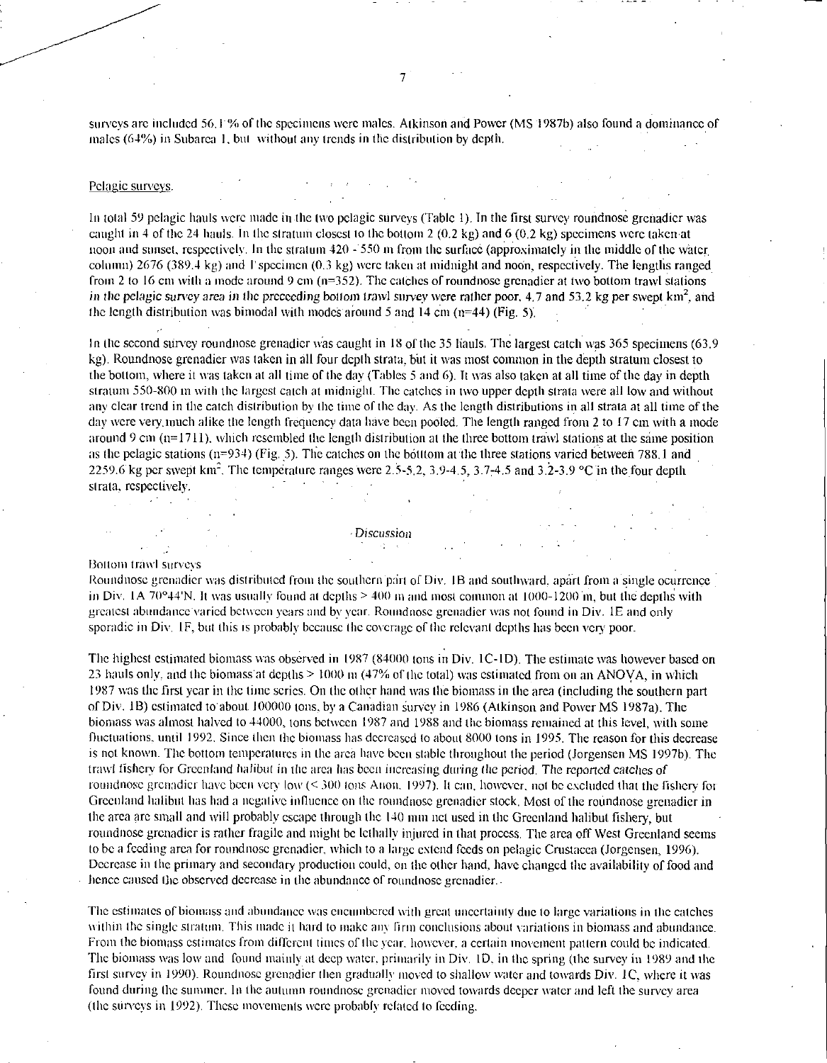surveys are included 56.1 % of the specimens were males. Atkinson and Power (MS 1987b) also found a dominance of males (64%) in Subarea 1, but without any trends in the distribution by depth.

Pelagic surveys.

In total 59 pelagic hauls were made in the two pelagic surveys (Table 1). In the first survey roundnose grenadier was caught in 4 of the 24 hauls. In the stratum closest to the bottom 2 (0.2 kg) and 6 (0.2 kg) specimens were taken at noon and sunset, respectively. In the stratum 420 - 550 m from the surface (approximately in the middle of the water column) 2676 (389.4 kg) and 1 specimen (0.3 kg) were taken at midnight and noon, respectively. The lengths ranged from 2 to 16 cm with a mode around 9 cm (n=352). The catches of roundnose grenadier at two bottom trawl stations in the pelagic survey area in the preceeding bottom trawl survey were rather poor, 4.7 and 53.2 kg per swept km$^2$, and the length distribution was bimodal with modes around 5 and 14 cm (n=44) (Fig. 5).

In the second survey roundnose grenadier was caught in 18 of the 35 hauls. The largest catch was 365 specimens (63.9 kg). Roundnose grenadier was taken in all four depth strata, but it was most common in the depth stratum closest to the bottom, where it was taken at all time of the day (Tables 5 and 6). It was also taken at all time of the day in depth stratum 550-800 m with the largest catch at midnight. The catches in two upper depth strata were all low and without any clear trend in the catch distribution by the time of the day. As the length distributions in all strata at all time of the day were very much alike the length frequency data have been pooled. The length ranged from 2 to 17 cm with a mode around 9 cm (n=1711), which resembled the length distribution at the three bottom trawl stations at the same position as the pelagic stations (n=934) (Fig. 5). The catches on the bottom at the three stations varied between 788.1 and 2259.6 kg per swept km$^2$. The temperature ranges were 2.5-5.2, 3.9-4.5, 3.7-4.5 and 3.2-3.9 °C in the four depth strata, respectively.

## Discussion

Bottom trawl surveys

Roundnose grenadier was distributed from the southern part of Div. 1B and southward, apart from a single ocurrence in Div. 1A 70°44'N. It was usually found at depths > 400 m and most common at 1000-1200 m, but the depths with greatest abundance varied between years and by year. Roundnose grenadier was not found in Div. 1E and only sporadic in Div. 1F, but this is probably because the coverage of the relevant depths has been very poor.

The highest estimated biomass was observed in 1987 (84000 tons in Div. 1C-1D). The estimate was however based on 23 hauls only, and the biomass at depths > 1000 m (47% of the total) was estimated from on an ANOVA, in which 1987 was the first year in the time series. On the other hand was the biomass in the area (including the southern part of Div. 1B) estimated to about 100000 tons, by a Canadian survey in 1986 (Atkinson and Power MS 1987a). The biomass was almost halved to 44000, tons between 1987 and 1988 and the biomass remained at this level, with some fluctuations, until 1992. Since then the biomass has decreased to about 8000 tons in 1995. The reason for this decrease is not known. The bottom temperatures in the area have been stable throughout the period (Jorgensen MS 1997b). The trawl fishery for Greenland halibut in the area has been increasing during the period. The reported catches of roundnose grenadier have been very low (< 300 tons Anon. 1997). It can, however, not be excluded that the fishery for Greenland halibut has had a negative influence on the roundnose grenadier stock. Most of the roundnose grenadier in the area are small and will probably escape through the 140 mm net used in the Greenland halibut fishery, but roundnose grenadier is rather fragile and might be lethally injured in that process. The area off West Greenland seems to be a feeding area for roundnose grenadier, which to a large extend feeds on pelagic Crustacea (Jorgensen, 1996). Decrease in the primary and secondary production could, on the other hand, have changed the availability of food and hence caused the observed decrease in the abundance of roundnose grenadier.

The estimates of biomass and abundance was encumbered with great uncertainty due to large variations in the catches within the single stratum. This made it hard to make any firm conclusions about variations in biomass and abundance. From the biomass estimates from different times of the year, however, a certain movement pattern could be indicated. The biomass was low and found mainly at deep water, primarily in Div. 1D, in the spring (the survey in 1989 and the first survey in 1990). Roundnose grenadier then gradually moved to shallow water and towards Div. 1C, where it was found during the summer. In the autumn roundnose grenadier moved towards deeper water and left the survey area (the surveys in 1992). These movements were probably related to feeding.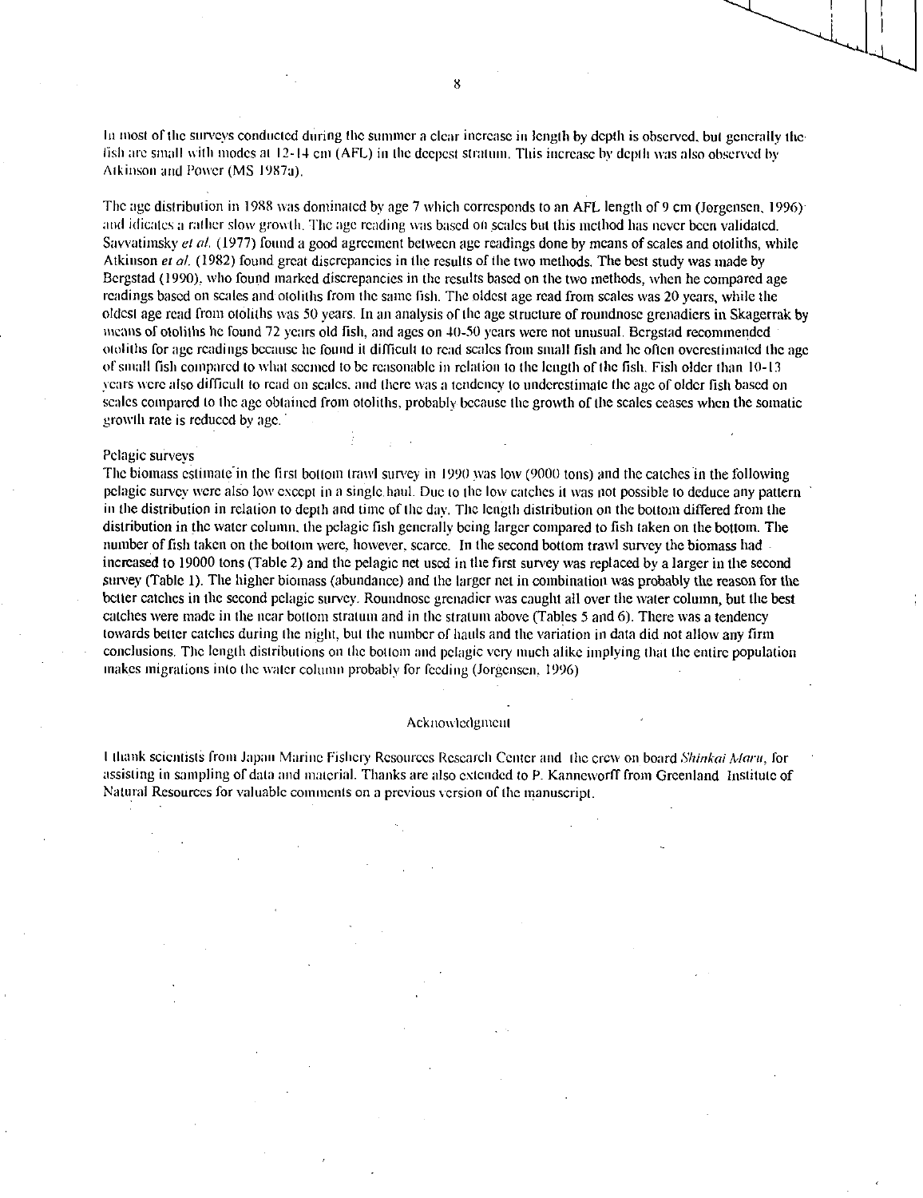In most of the surveys conducted during the summer a clear increase in length by depth is observed, but generally the fish are small with modes at 12-14 cm (AFL) in the deepest stratum. This increase by depth was also observed by Atkinson and Power (MS 1987a).

The age distribution in 1988 was dominated by age 7 which corresponds to an AFL length of 9 cm (Jorgensen, 1996) and idicates a rather slow growth. The age reading was based on scales but this method has never been validated. Savvatimsky *et al.* (1977) found a good agreement between age readings done by means of scales and otoliths, while Atkinson *et al.* (1982) found great discrepancies in the results of the two methods. The best study was made by Bergstad (1990), who found marked discrepancies in the results based on the two methods, when he compared age readings based on scales and otoliths from the same fish. The oldest age read from scales was 20 years, while the oldest age read from otoliths was 50 years. In an analysis of the age structure of roundnose grenadiers in Skagerrak by means of otoliths he found 72 years old fish, and ages on 40-50 years were not unusual. Bergstad recommended otoliths for age readings because he found it difficult to read scales from small fish and he often overestimated the age of small fish compared to what seemed to be reasonable in relation to the length of the fish. Fish older than 10-13 years were also difficult to read on scales, and there was a tendency to underestimate the age of older fish based on scales compared to the age obtained from otoliths, probably because the growth of the scales ceases when the somatic growth rate is reduced by age.

Pelagic surveys

The biomass estimate in the first bottom trawl survey in 1990 was low (9000 tons) and the catches in the following pelagic survey were also low except in a single haul. Due to the low catches it was not possible to deduce any pattern in the distribution in relation to depth and time of the day. The length distribution on the bottom differed from the distribution in the water column, the pelagic fish generally being larger compared to fish taken on the bottom. The number of fish taken on the bottom were, however, scarce. In the second bottom trawl survey the biomass had increased to 19000 tons (Table 2) and the pelagic net used in the first survey was replaced by a larger in the second survey (Table 1). The higher biomass (abundance) and the larger net in combination was probably the reason for the better catches in the second pelagic survey. Roundnose grenadier was caught all over the water column, but the best catches were made in the near bottom stratum and in the stratum above (Tables 5 and 6). There was a tendency towards better catches during the night, but the number of hauls and the variation in data did not allow any firm conclusions. The length distributions on the bottom and pelagic very much alike implying that the entire population makes migrations into the water column probably for feeding (Jorgensen, 1996)

## Acknowledgment

I thank scientists from Japan Marine Fishery Resources Research Center and the crew on board *Shinkai Maru*, for assisting in sampling of data and material. Thanks are also extended to P. Kanneworff from Greenland Institute of Natural Resources for valuable comments on a previous version of the manuscript.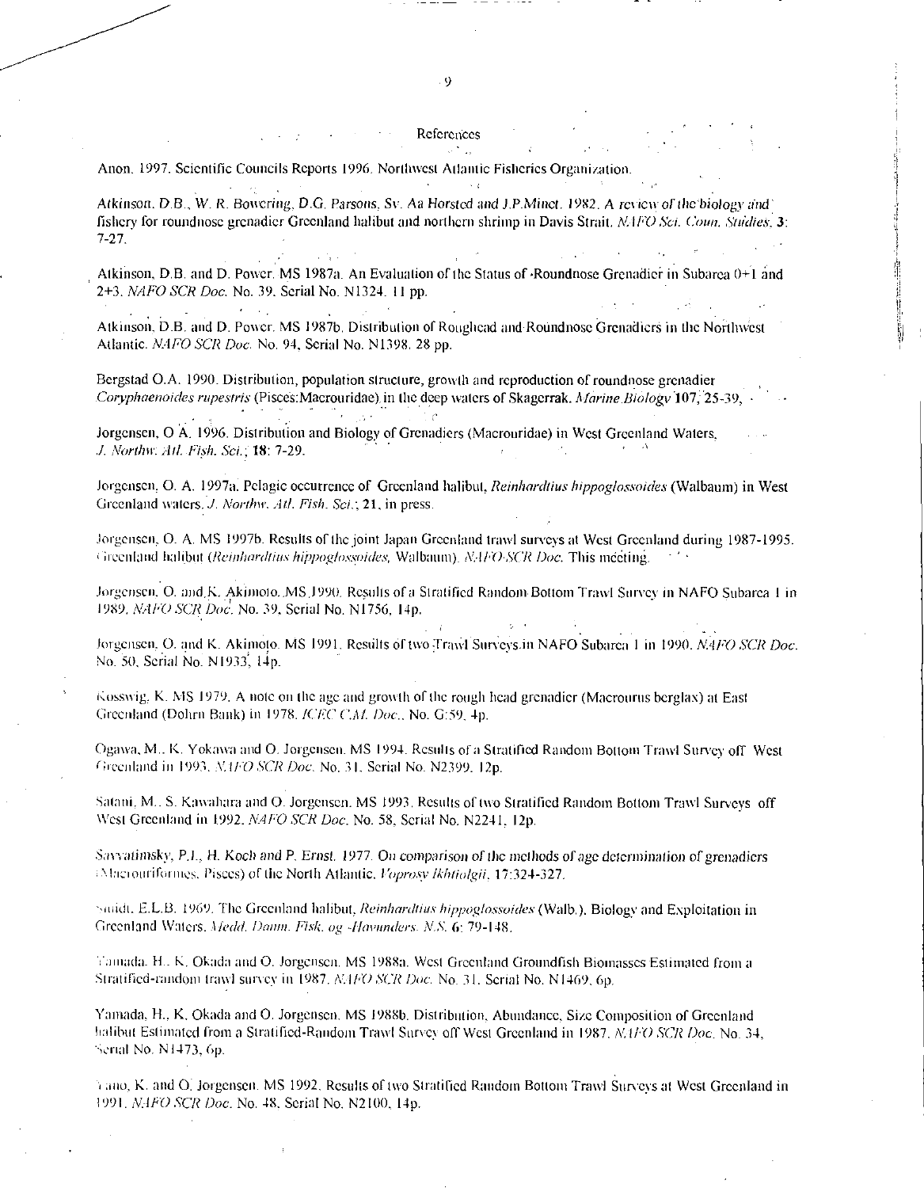## References

Anon. 1997. Scientific Councils Reports 1996. Northwest Atlantic Fisheries Organization.

Atkinson, D.B., W. R. Bowering, D.G. Parsons, Sv. Aa Horsted and J.P.Minet. 1982. A review of the biology and fishery for roundnose grenadier Greenland halibut and northern shrimp in Davis Strait. *NAFO Sci. Coun. Studies*, **3**: 7-27.

Atkinson, D.B. and D. Power. MS 1987a. An Evaluation of the Status of Roundnose Grenadier in Subarea 0+1 and 2+3. *NAFO SCR Doc.* No. 39. Serial No. N1324. 11 pp.

Atkinson, D.B. and D. Power. MS 1987b. Distribution of Roughead and Roundnose Grenadiers in the Northwest Atlantic. *NAFO SCR Doc.* No. 94, Serial No. N1398. 28 pp.

Bergstad O.A. 1990. Distribution, population structure, growth and reproduction of roundnose grenadier *Coryphaenoides rupestris* (Pisces:Macrouridae) in the deep waters of Skagerrak. *Marine Biology* **107**, 25-39.

Jorgensen, O A. 1996. Distribution and Biology of Grenadiers (Macrouridae) in West Greenland Waters. *J. Northw. Atl. Fish. Sci.*; **18**: 7-29.

Jorgensen, O. A. 1997a. Pelagic occurrence of Greenland halibut, *Reinhardtius hippoglossoides* (Walbaum) in West Greenland waters. *J. Northw. Atl. Fish. Sci.*; **21**, in press.

Jorgensen, O. A. MS 1997b. Results of the joint Japan Greenland trawl surveys at West Greenland during 1987-1995. Greenland halibut (*Reinhardtius hippoglossoides*, Walbaum). *NAFO SCR Doc.* This meeting.

Jorgensen, O. and K. Akimoto. MS 1990. Results of a Stratified Random Bottom Trawl Survey in NAFO Subarea 1 in 1989. *NAFO SCR Doc.* No. 39. Serial No. N1756, 14p.

Jorgensen, O. and K. Akimoto. MS 1991. Results of two Trawl Surveys in NAFO Subarea 1 in 1990. *NAFO SCR Doc.* No. 50, Serial No. N1933, 14p.

Kosswig, K. MS 1979. A note on the age and growth of the rough head grenadier (Macrourus berglax) at East Greenland (Dohrn Bank) in 1978. *ICES C.M. Doc.*, No. G:59, 4p.

Ogawa, M., K. Yokawa and O. Jorgensen. MS 1994. Results of a Stratified Random Bottom Trawl Survey off West Greenland in 1993. *NAFO SCR Doc.* No. 31. Serial No. N2399. 12p.

Satani, M., S. Kawahara and O. Jorgensen. MS 1993. Results of two Stratified Random Bottom Trawl Surveys off West Greenland in 1992. *NAFO SCR Doc.* No. 58, Serial No. N2241, 12p.

Savvatimsky, P.I., H. Koch and P. Ernst. 1977. On comparison of the methods of age determination of grenadiers (Macrouriformes, Pisces) of the North Atlantic. *Voprosy Ikhtiolgii*, 17:324-327.

Smidt, E.L.B. 1969. The Greenland halibut, *Reinhardtius hippoglossoides* (Walb.), Biology and Exploitation in Greenland Waters. *Medd. Danm. Fisk. og Havunders. N.S.* **6**: 79-148.

Yamada, H., K. Okada and O. Jorgensen. MS 1988a. West Greenland Groundfish Biomasses Estimated from a Stratified-random trawl survey in 1987. *NAFO SCR Doc.* No. 31. Serial No. N1469, 6p.

Yamada, H., K. Okada and O. Jorgensen. MS 1988b. Distribution, Abundance, Size Composition of Greenland halibut Estimated from a Stratified-Random Trawl Survey off West Greenland in 1987. *NAFO SCR Doc.* No. 34, Serial No. N1473, 6p.

Yano, K. and O. Jorgensen. MS 1992. Results of two Stratified Random Bottom Trawl Surveys at West Greenland in 1991. *NAFO SCR Doc.* No. 48, Serial No. N2100, 14p.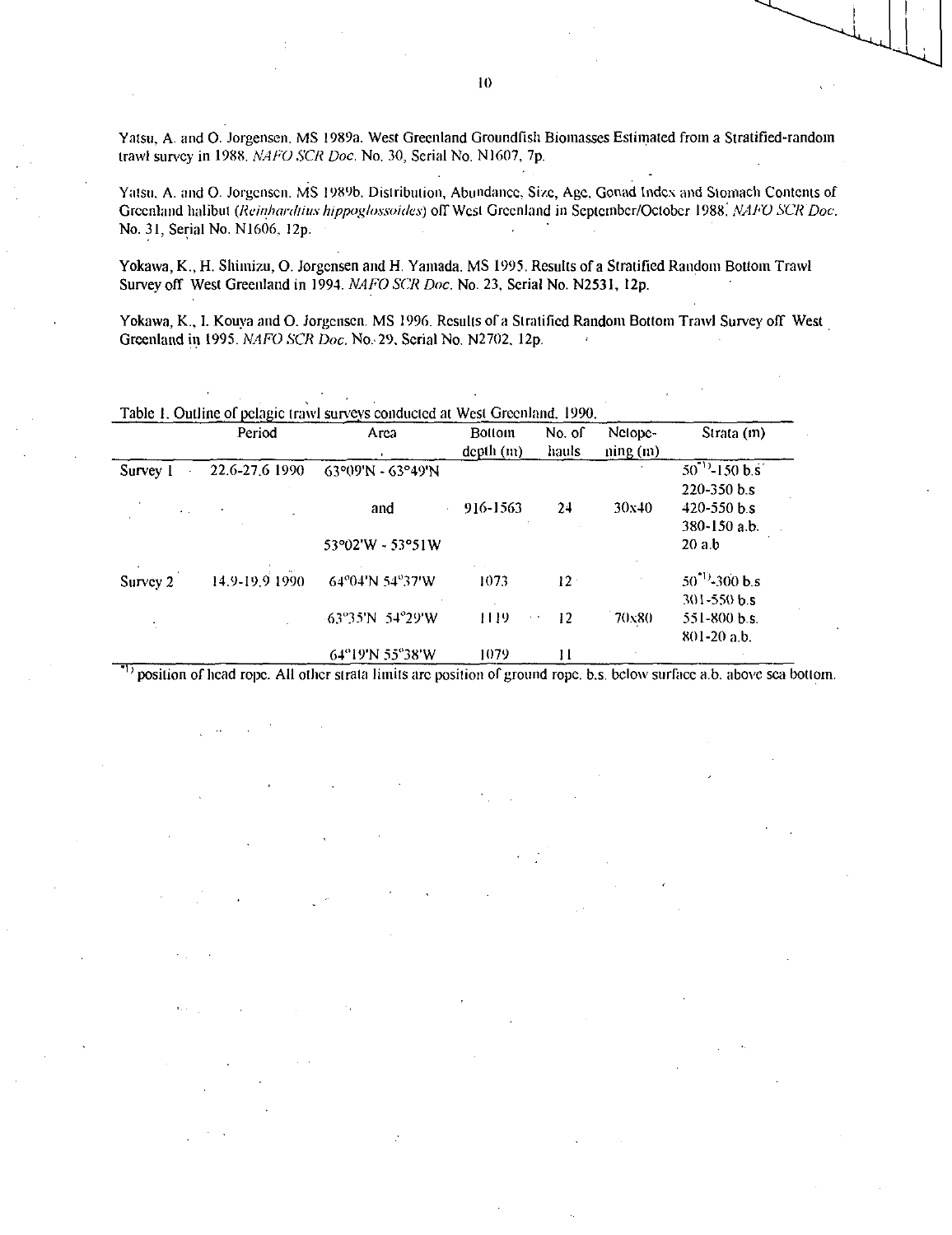Yatsu, A. and O. Jorgensen. MS 1989a. West Greenland Groundfish Biomasses Estimated from a Stratified-random trawl survey in 1988. *NAFO SCR Doc.* No. 30, Serial No. N1607, 7p.

Yatsu, A. and O. Jorgensen. MS 1989b. Distribution, Abundance, Size, Age, Gonad Index and Stomach Contents of Greenland halibut (*Reinhardtius hippoglossoides*) off West Greenland in September/October 1988. *NAFO SCR Doc.* No. 31, Serial No. N1606, 12p.

Yokawa, K., H. Shimizu, O. Jorgensen and H. Yamada. MS 1995. Results of a Stratified Random Bottom Trawl Survey off West Greenland in 1994. *NAFO SCR Doc.* No. 23, Serial No. N2531, 12p.

Yokawa, K., I. Kouya and O. Jorgensen. MS 1996. Results of a Stratified Random Bottom Trawl Survey off West Greenland in 1995. *NAFO SCR Doc.* No. 29, Serial No. N2702, 12p.

Table 1. Outline of pelagic trawl surveys conducted at West Greenland, 1990.

| | Period | Area | Bottom depth (m) | No. of hauls | Netopening (m) | Strata (m) |
|---|---|---|---|---|---|---|
| Survey 1 | 22.6-27.6 1990 | 63°09'N - 63°49'N | | | | 50[*1)]-150 b.s |
| | | | | | | 220-350 b.s |
| | | and | 916-1563 | 24 | 30x40 | 420-550 b.s |
| | | | | | | 380-150 a.b. |
| | | 53°02'W - 53°51W | | | | 20 a.b |
| Survey 2 | 14.9-19.9 1990 | 64°04'N 54°37'W | 1073 | 12 | | 50[*1)]-300 b.s |
| | | | | | | 301-550 b.s |
| | | 63°35'N 54°29'W | 1119 | 12 | 70x80 | 551-800 b.s. |
| | | | | | | 801-20 a.b. |
| | | 64°19'N 55°38'W | 1079 | 11 | | |

[*1)] position of head rope. All other strata limits are position of ground rope. b.s. below surface a.b. above sea bottom.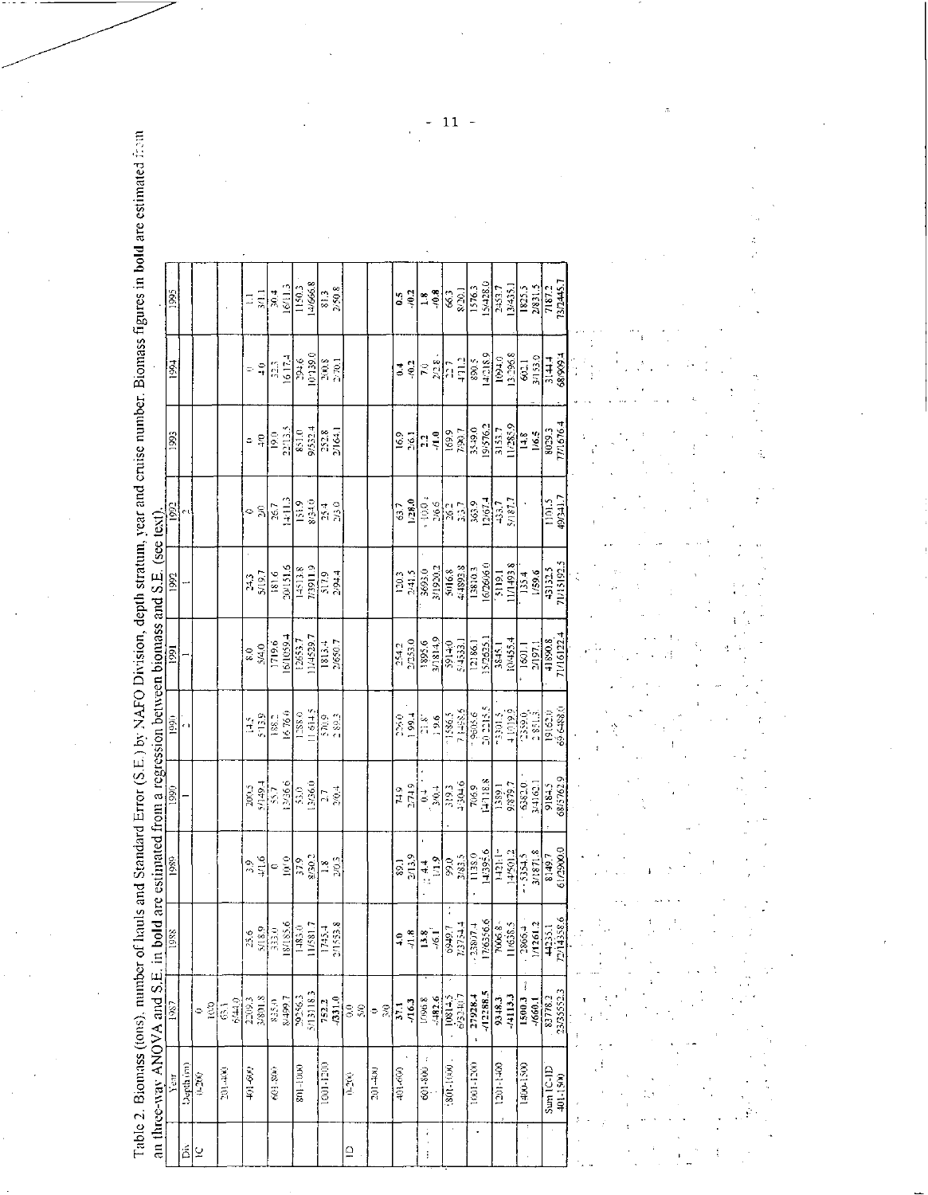Table 2. Biomass (tons), number of hauls and Standard Error (S.E.) by NAFO Division, depth stratum, year and cruise number. Biomass figures in **bold** are estimated from an three-way ANOVA and S.E. in **bold** are estimated from a regression between biomass and S.E. (see text).

| Div | Year<br>Depth (m) | 1987 | 1988 | 1989 | 1990<br>1 | 1990<br>2 | 1991<br>1 | 1992<br>1 | 1992<br>2 | 1993 | 1994 | 1995 |
|---|---|---|---|---|---|---|---|---|---|---|---|---|
| 1C | 0-200 | 0<br>10/0 | | | | | | | | | | |
| | 201-400 | 65.1<br>6/44.0 | | | | | | | | | | |
| | 401-600 | 2209.3<br>3/801.8 | 25.6<br>3/18.9 | 3.9<br>4/1.6 | 200.5<br>5/149.4 | 14.5<br>5/13.9 | 8.0<br>5/4.0 | 24.3<br>5/19.7 | 0<br>2/0 | 0<br>4/0 | 0<br>4/0 | 1.1<br>3/1.1 |
| | 601-800 | 835.0<br>8/499.7 | 333.0<br>18/185.6 | 0<br>10/0 | 55.7<br>13/36.6 | 188.2<br>16/76.0 | 1719.6<br>16/1059.4 | 181.6<br>20/151.6 | 26.7<br>14/11.3 | 19.0<br>22/13.5 | 32.3<br>16/17.4 | 30.4<br>16/11.3 |
| | 801-1000 | 2956.3<br>5/1311.8 | 1483.0<br>11/581.7 | 37.9<br>8/50.2 | 53.0<br>13/36.0 | 1288.0<br>11/814.5 | 12653.7<br>11/4529.7 | 14513.8<br>7/3911.9 | 151.9<br>8/34.0 | 851.0<br>9/532.4 | 294.6<br>10/139.0 | 1150.3<br>14/666.8 |
| | 1001-1200 | **752.2**<br>**4/331.0** | 1745.4<br>2/1553.8 | 1.8<br>2/0.5 | 2.7<br>2/0.4 | 570.9<br>2/89.3 | 1813.4<br>2/650.7 | 517.9<br>2/94.4 | 25.4<br>2/3.0 | 252.8<br>2/164.1 | 200.8<br>2/70.1 | 81.3<br>2/50.8 |
| 1D | 0-200 | 0.0<br>5/0 | | | | | | | | | | |
| | 201-400 | 0<br>3/0 | | | | | | | | | | |
| | 401-600 | **37.1**<br>**4/16.3** | **4.0**<br>**4/1.8** | 89.1<br>2/13.9 | 74.9<br>2/74.9 | 226.0<br>1/99.4 | 254.2<br>2/253.0 | 120.3<br>2/41.5 | 63.7<br>**1/28.0** | 16.9<br>2/6.1 | **0.4**<br>**4/0.2** | **0.5**<br>**4/0.2** |
| | 601-800 | **1096.8**<br>**4/482.6** | **13.8**<br>**4/6.1** | 4.4<br>1/1.9 | 0.4<br>3/0.4 | 21.8<br>1/9.6 | 1895.6<br>3/1814.9 | 3693.0<br>3/1920.2 | 10.0<br>2/6.6 | **2.2**<br>**4/1.0** | 7.0<br>2/2.8 | **1.8**<br>**4/0.8** |
| | 801-1000 | 10814.5<br>6/5340.7 | 6949.7<br>7/3754.4 | 99.0<br>3/83.5 | 319.3<br>4/304.6 | 1586.5<br>7/1498.6 | 5914.0<br>5/4533.1 | 5016.8<br>4/4898.8 | 26.2<br>3/3.7 | 169.9<br>7/90.7 | 22.7<br>4/11.2 | 66.3<br>8/20.1 |
| | 1001-1200 | **27928.4**<br>**4/12288.5** | 2380.4<br>17/656.6 | 1138.0<br>14/395.6 | 706.9<br>14/118.8 | 9606.6<br>20/2215.5 | 12186.1<br>15/2625.1 | 13810.3<br>16/2696.0 | 365.9<br>12/67.4 | 3549.0<br>19/576.2 | 890.5<br>14/218.9 | 1576.3<br>15/428.0 |
| | 1201-1400 | **9348.3**<br>**4/4113.3** | 7006.8<br>11/638.5 | 1421.1<br>14/501.2 | 1389.1<br>9/879.7 | 3301.5<br>4/1019.6 | 3845.1<br>10/455.4 | 5119.1<br>11/1493.8 | 433.7<br>5/187.7 | 3153.7<br>11/285.9 | 1094.0<br>13/296.8 | 2453.7<br>14/435.1 |
| | 1401-1500 | **1500.3**<br>**4/660.1** | 2866.4<br>1/1261.2 | 5354.5<br>3/1871.8 | 6382.0<br>3/416.1 | 2599.0<br>2/851.3 | 1601.1<br>2/197.1 | 135.4<br>1/59.6 | | 14.8<br>1/6.5 | 602.1<br>3/153.0 | 1825.3<br>2/831.5 |
| | Sum 1C-1D<br>401-1500 | 83778.2<br>23/35552.3 | 44235.1<br>72/14358.6 | 8149.7<br>61/2900.0 | 9184.5<br>68/5762.9 | 19162.0<br>69/6488.0 | 41890.8<br>71/16122.4 | 43132.5<br>71/15192.5 | 1101.5<br>49/341.7 | 8029.3<br>77/1676.4 | 3144.4<br>68/909.4 | 7187.2<br>78/2445.7 |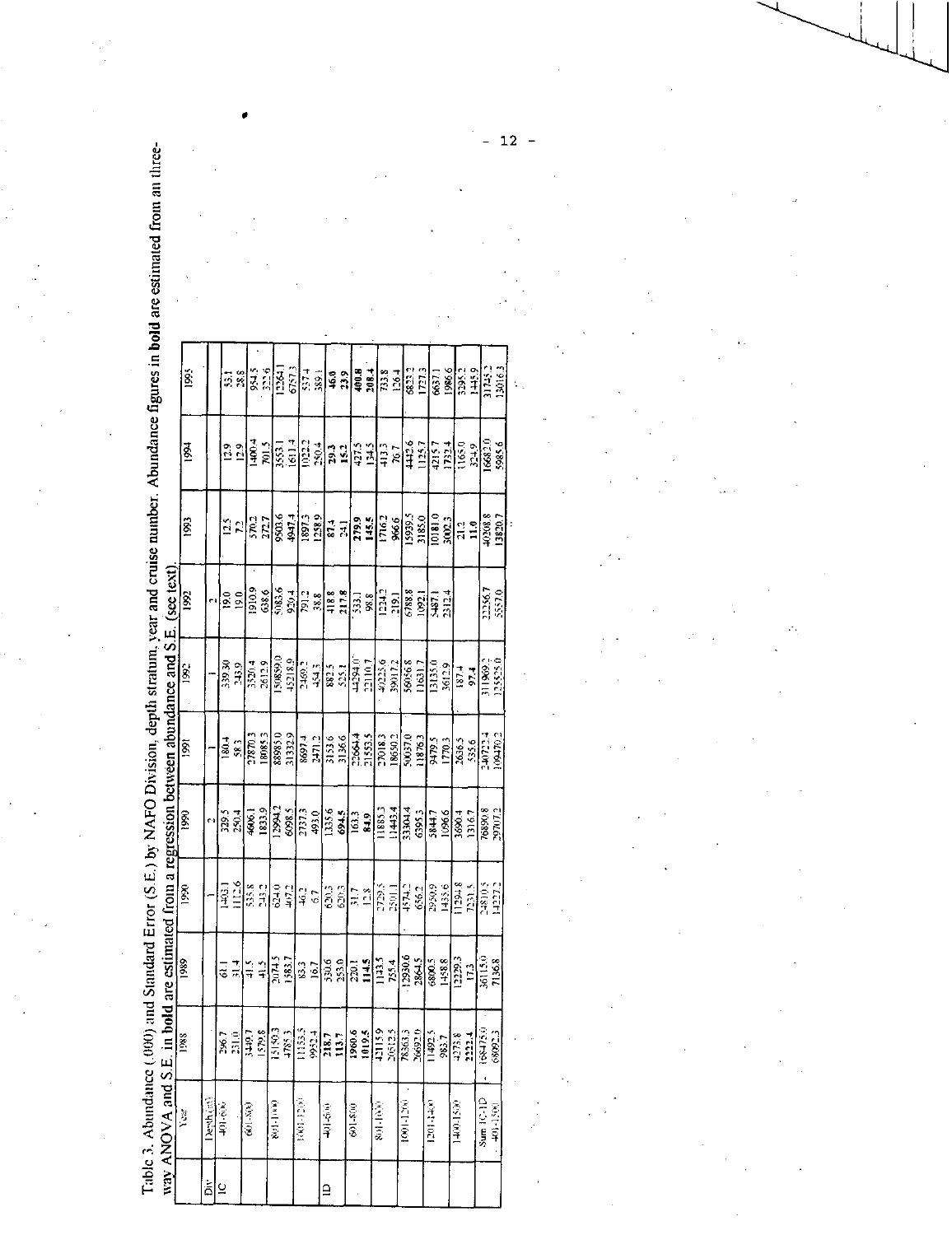Table 3. Abundance (.000) and Standard Error (S.E.) by NAFO Division, depth stratum, year and cruise number. Abundance figures in **bold** are estimated from an three-way ANOVA and S.E. in **bold** are estimated from a regression between abundance and S.E. (see text).

| Div | Year | 1988 | 1989 | 1990 | 1990 | 1991 | 1992 | 1992 | 1993 | 1994 | 1995 |
|---|---|---|---|---|---|---|---|---|---|---|---|
| | Depth (m) | | | 1 | 2 | 1 | 1 | 2 | | | |
| IC | 401-600 | 296.7 | 61.1 | 1403.1 | 329.5 | 180.4 | 339.30 | 19.0 | 12.5 | 12.9 | 53.1 |
| | | 251.0 | 31.4 | 1112.6 | 250.4 | 58.3 | 243.9 | 19.0 | 7.2 | 12.9 | 28.8 |
| | 601-800 | 3449.7 | 41.5 | 535.8 | 4606.1 | 27870.3 | 3320.4 | 1910.9 | 570.2 | 1400.4 | 954.5 |
| | | 1579.8 | 41.5 | 243.2 | 1833.9 | 18085.3 | 2612.9 | 638.6 | 272.7 | 701.5 | 322.6 |
| | 801-1000 | 15150.3 | 2074.5 | 624.0 | 12994.2 | 88985.0 | 150859.0 | 5083.6 | 9503.6 | 3553.1 | 12264.1 |
| | | 4785.3 | 1583.7 | 407.2 | 6098.5 | 31332.9 | 45218.9 | 920.4 | 4947.4 | 1611.4 | 6757.3 |
| | 1001-1200 | 11353.5 | 83.3 | 46.2 | 2737.3 | 8697.4 | 2469.2 | 791.2 | 1897.3 | 1022.2 | 537.4 |
| | | 9952.4 | 16.7 | 6.7 | 493.0 | 2471.2 | 454.3 | 38.8 | 1258.9 | 250.4 | 389.1 |
| ID | 401-600 | **218.7** | 530.6 | 620.3 | 1335.6 | 3153.6 | 882.5 | 418.8 | 87.4 | **29.3** | **46.0** |
| | | **113.7** | 253.0 | 620.3 | 694.5 | 3136.6 | 525.1 | 217.8 | 24.1 | **15.2** | **23.9** |
| | 601-800 | **1960.6** | **220.1** | 31.7 | **163.3** | 22664.4 | 44294.0 | 533.1 | **279.9** | 427.5 | **400.8** |
| | | **1019.5** | **114.5** | 12.8 | **84.9** | 21553.5 | 22110.7 | 98.8 | **145.5** | 134.5 | **208.4** |
| | 801-1000 | 42113.9 | 1143.5 | 2729.5 | 11885.5 | 27018.3 | 40225.6 | 1234.2 | 1716.2 | 413.3 | 733.8 |
| | | 20512.5 | 755.4 | 2501.1 | 11443.4 | 18650.2 | 39017.2 | 219.1 | 966.6 | 76.7 | 126.4 |
| | 1001-1200 | 78363.5 | 12930.6 | 4574.2 | 33304.4 | 50037.0 | 56056.8 | 6788.8 | 15939.5 | 4442.6 | 6823.2 |
| | | 26692.0 | 2864.5 | 656.2 | 6395.3 | 11876.3 | 11631.7 | 1092.1 | 3185.0 | 1125.7 | 1727.3 |
| | 1201-1400 | 11492.5 | 6800.5 | 2950.9 | 5844.7 | 9479.5 | 13135.0 | 5487.1 | 10181.0 | 4215.7 | 6637.1 |
| | | 983.7 | 1458.8 | 1433.6 | 1096.6 | 1770.3 | 3612.9 | 2312.4 | 3002.3 | 1732.4 | 1986.6 |
| | 1401-1500 | 4273.8 | 12229.3 | 11294.8 | 3690.4 | 2636.5 | 187.4 | | 21.2 | 1165.0 | 3295.2 |
| | | 2222.4 | 17.3 | 7231.5 | 1316.7 | 535.6 | 97.4 | | 11.0 | 324.9 | 1445.9 |
| | Sum IC-ID | 168475.0 | 36115.0 | 24810.5 | 76890.8 | 240723.4 | 311969.2 | 22256.7 | 40208.8 | 16682.0 | 31745.2 |
| | 401-1500 | 68992.3 | 7136.8 | 14227.2 | 29707.2 | 109470.2 | 125525.0 | 5557.0 | 13820.7 | 5985.6 | 13016.3 |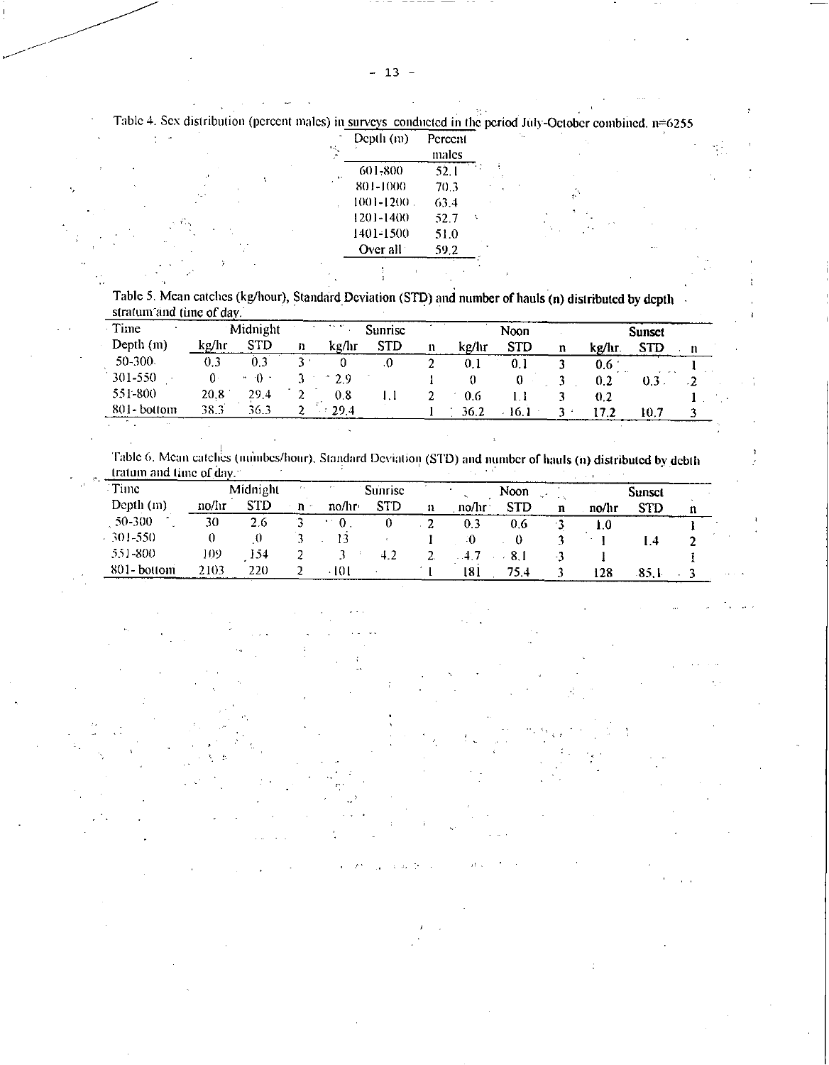Table 4. Sex distribution (percent males) in surveys conducted in the period July-October combined. n=6255

| Depth (m) | Percent males |
|---|---|
| 601-800 | 52.1 |
| 801-1000 | 70.3 |
| 1001-1200 | 63.4 |
| 1201-1400 | 52.7 |
| 1401-1500 | 51.0 |
| Over all | 59.2 |

Table 5. Mean catches (kg/hour), Standard Deviation (STD) and number of hauls (n) distributed by depth stratum and time of day.

| Time | Midnight | | | Sunrise | | | Noon | | | Sunset | | |
|---|---|---|---|---|---|---|---|---|---|---|---|---|
| Depth (m) | kg/hr | STD | n | kg/hr | STD | n | kg/hr | STD | n | kg/hr | STD | n |
| 50-300 | 0.3 | 0.3 | 3 | 0 | 0 | 2 | 0.1 | 0.1 | 3 | 0.6 | | 1 |
| 301-550 | 0 | 0 | 3 | 2.9 | | 1 | 0 | 0 | 3 | 0.2 | 0.3 | 2 |
| 551-800 | 20.8 | 29.4 | 2 | 0.8 | 1.1 | 2 | 0.6 | 1.1 | 3 | 0.2 | | 1 |
| 801- bottom | 38.3 | 36.3 | 2 | 29.4 | | 1 | 36.2 | 16.1 | 3 | 17.2 | 10.7 | 3 |

Table 6. Mean catches (numbes/hour), Standard Deviation (STD) and number of hauls (n) distributed by debth tratum and time of day.

| Time | Midnight | | | Sunrise | | | Noon | | | Sunset | | |
|---|---|---|---|---|---|---|---|---|---|---|---|---|
| Depth (m) | no/hr | STD | n | no/hr | STD | n | no/hr | STD | n | no/hr | STD | n |
| 50-300 | 30 | 2.6 | 3 | 0 | 0 | 2 | 0.3 | 0.6 | 3 | 1.0 | | 1 |
| 301-550 | 0 | 0 | 3 | 13 | | 1 | 0 | 0 | 3 | 1 | 1.4 | 2 |
| 551-800 | 109 | 154 | 2 | 3 | 4.2 | 2 | 4.7 | 8.1 | 3 | 1 | | 1 |
| 801- bottom | 2103 | 220 | 2 | 101 | | 1 | 181 | 75.4 | 3 | 128 | 85.1 | 3 |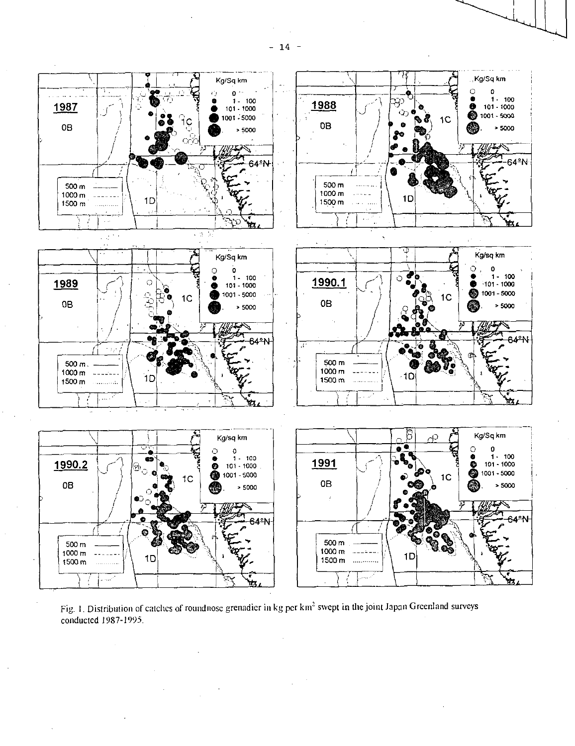Fig. 1. Distribution of catches of roundnose grenadier in kg per km$^2$ swept in the joint Japan Greenland surveys conducted 1987-1995.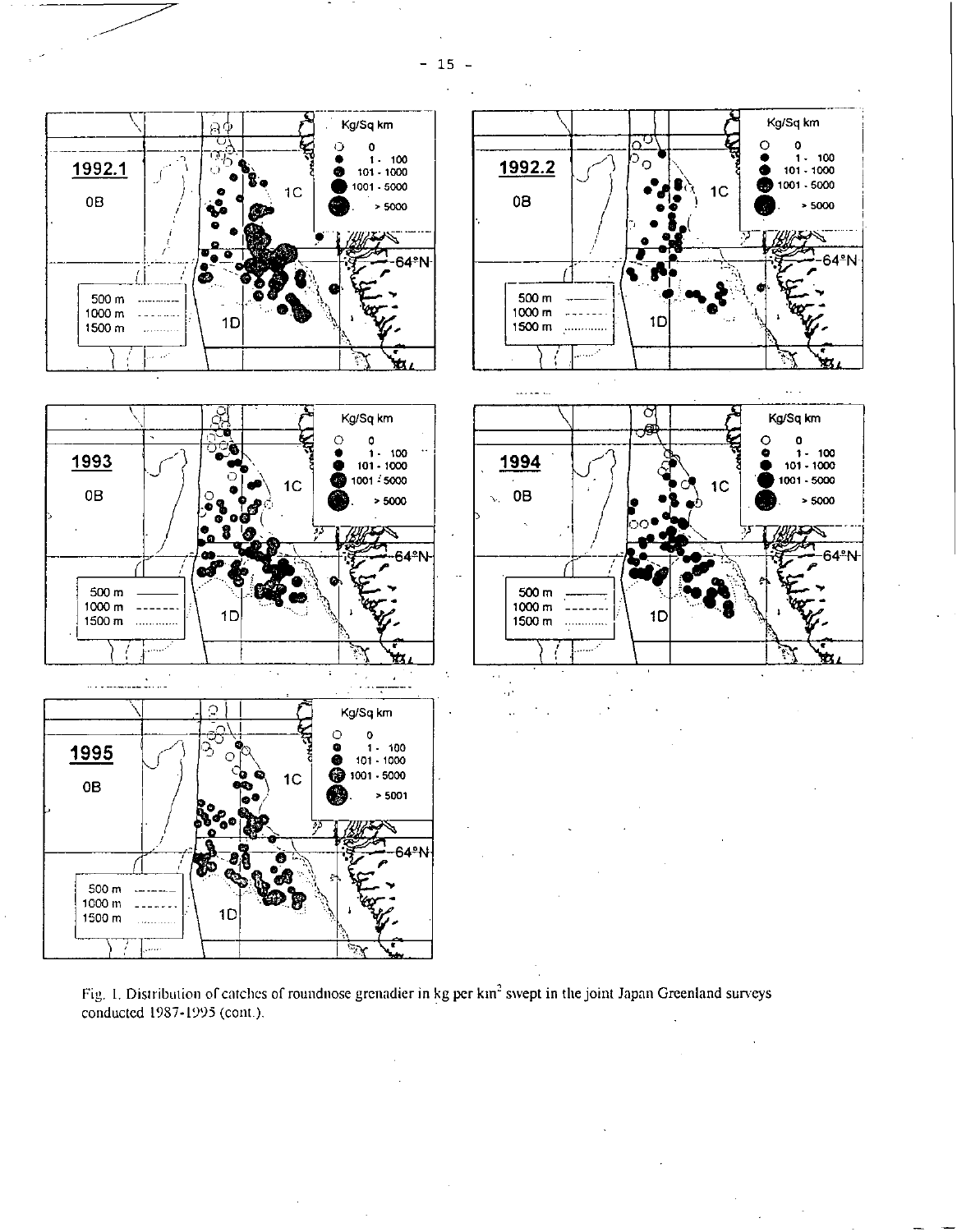Fig. 1. Distribution of catches of roundnose grenadier in kg per km$^2$ swept in the joint Japan Greenland surveys conducted 1987-1995 (cont.).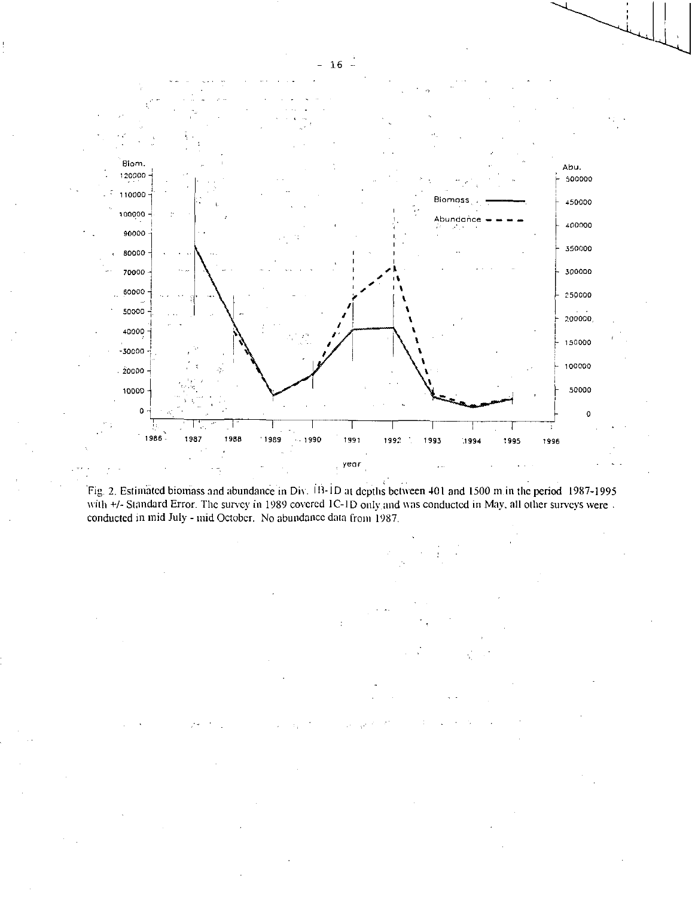Fig. 2. Estimated biomass and abundance in Div. 1B-1D at depths between 401 and 1500 m in the period 1987-1995 with +/- Standard Error. The survey in 1989 covered 1C-1D only and was conducted in May, all other surveys were conducted in mid July - mid October. No abundance data from 1987.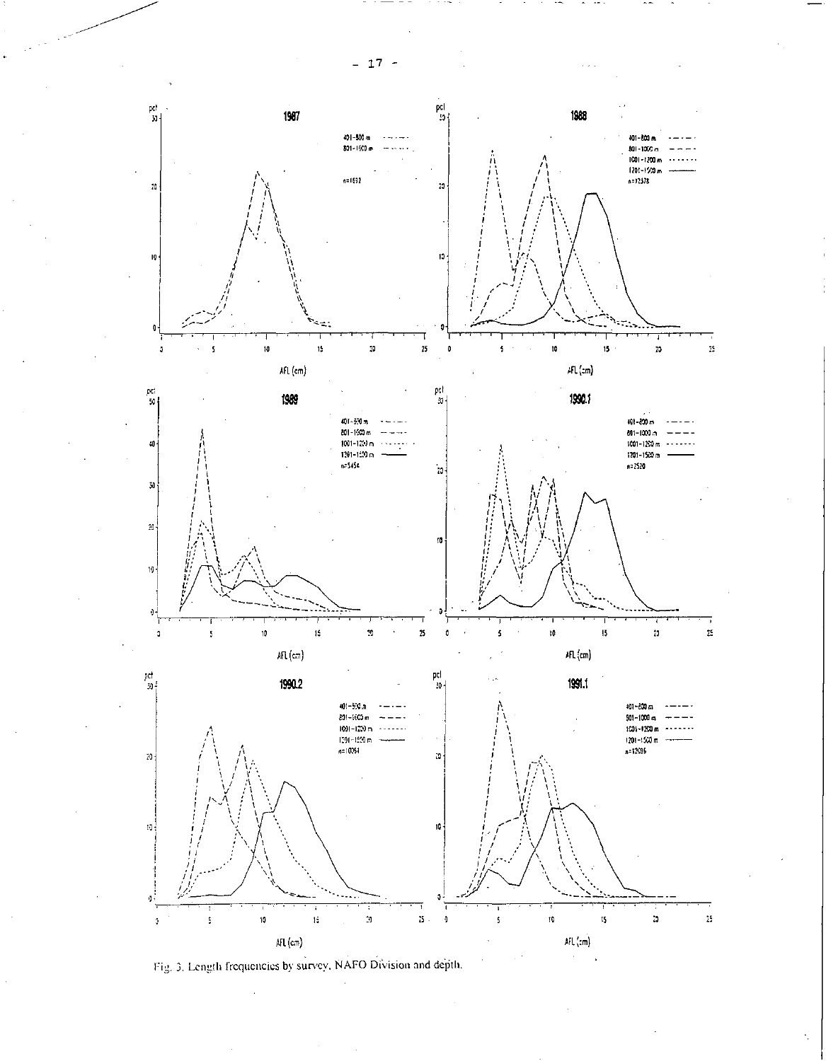Fig. 3. Length frequencies by survey, NAFO Division and depth.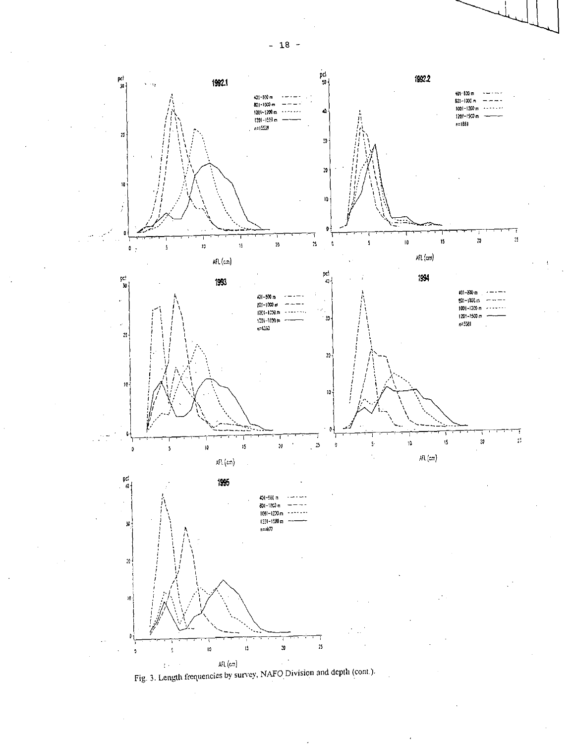Fig. 3. Length frequencies by survey, NAFO Division and depth (cont.).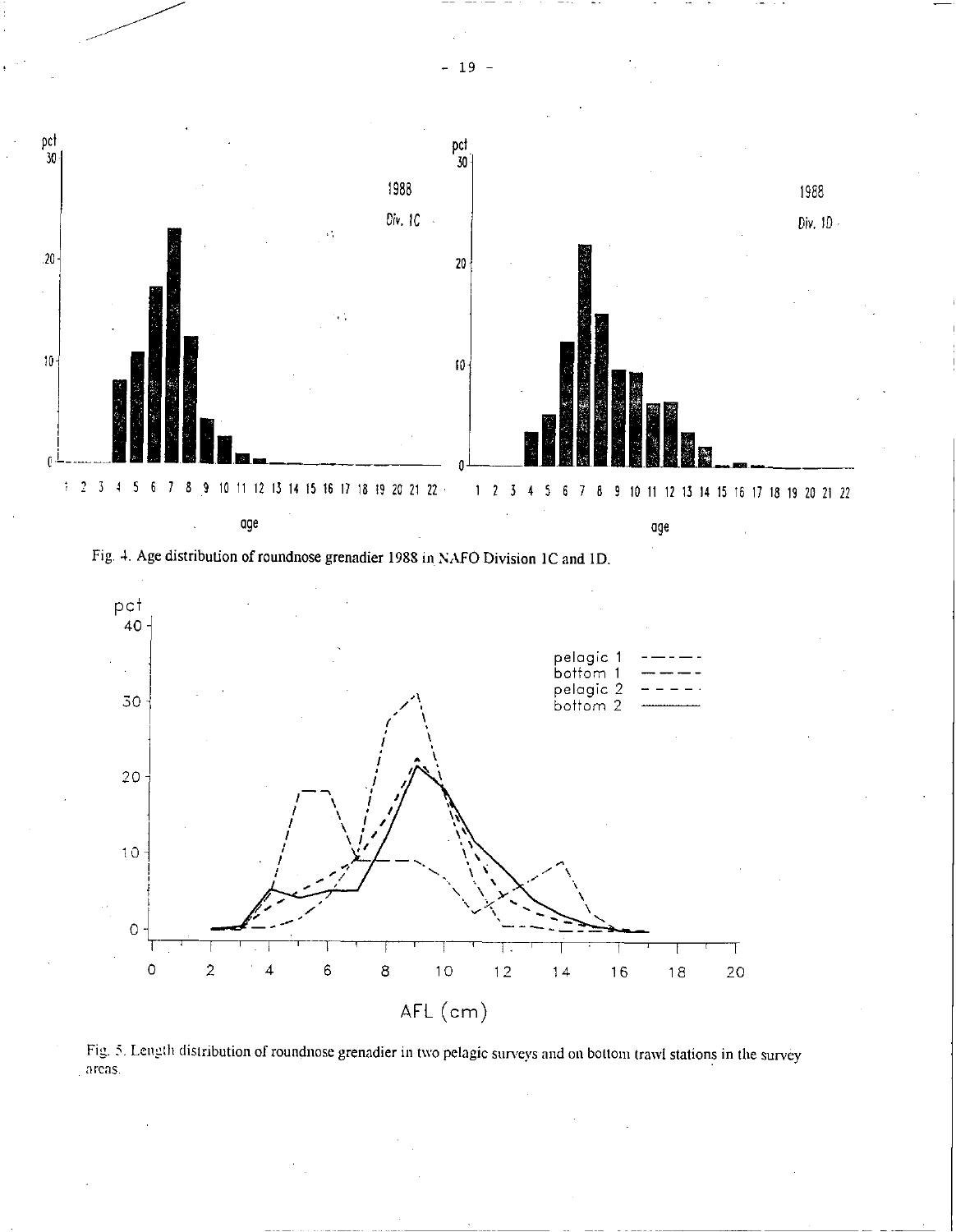pct

30

20

10

0

1988

Div. 1C

1 2 3 4 5 6 7 8 9 10 11 12 13 14 15 16 17 18 19 20 21 22

age

pct

30

20

10

0

1988

Div. 1D

1 2 3 4 5 6 7 8 9 10 11 12 13 14 15 16 17 18 19 20 21 22

age

Fig. 4. Age distribution of roundnose grenadier 1988 in NAFO Division 1C and 1D.

pct

40

30

20

10

0

pelagic 1

bottom 1

pelagic 2

bottom 2

0 2 4 6 8 10 12 14 16 18 20

AFL (cm)

Fig. 5. Length distribution of roundnose grenadier in two pelagic surveys and on bottom trawl stations in the survey areas.